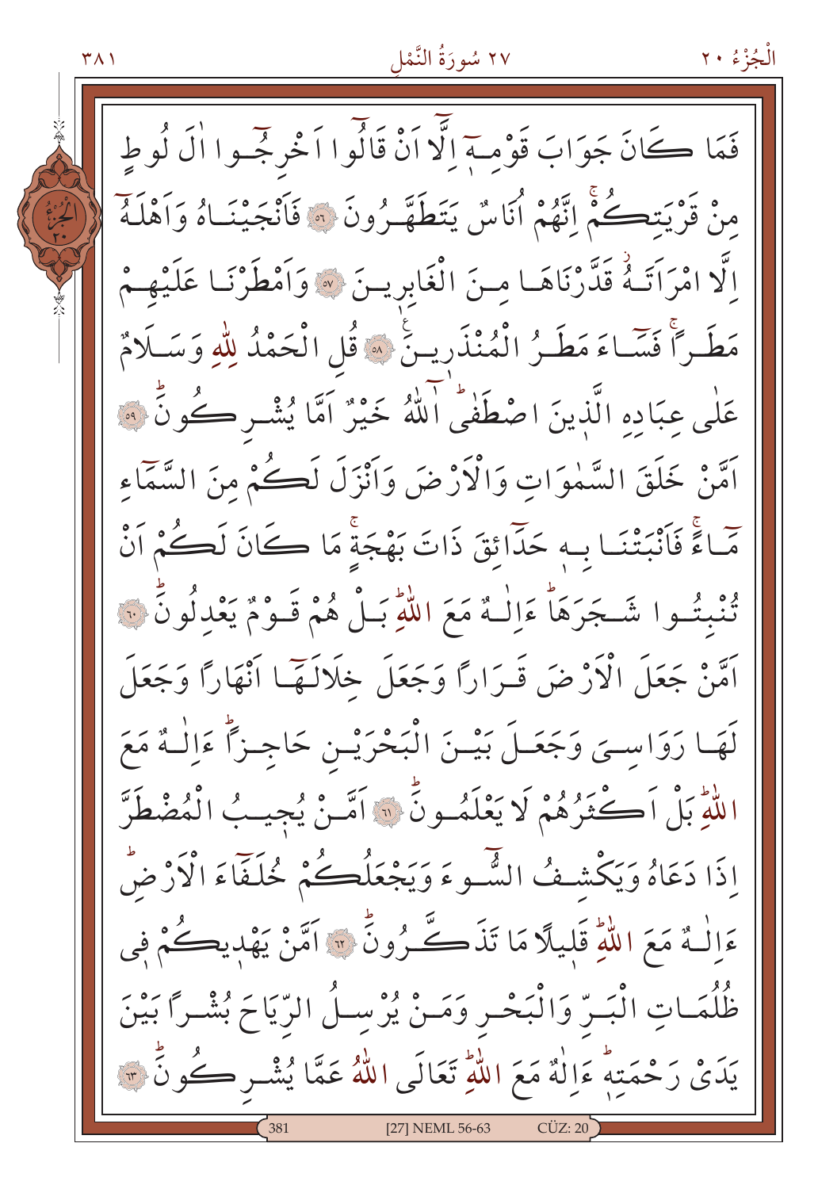فَمَا كَانَ جَوَابَ قَوْمِهٖٓ اِلَّٓا اَنْ قَالُٓوا اَخْرِجُٓوا اٰلَ لُوطٍ

مِنْ قَرْيَتِكُمْۚ اِنَّهُمْ اُنَاسٌ يَتَطَهَّرُونَ ﴿٥٦﴾ فَاَنْجَيْنَاهُ وَاَهْلَهُٓ

اِلَّا امْرَاَتَهُۘ قَدَّرْنَاهَا مِنَ الْغَابِرِينَ ﴿٥٧﴾ وَاَمْطَرْنَا عَلَيْهِمْ

مَطَراًۚ فَسَٓاءَ مَطَرُ الْمُنْذَرِينَ ﴿٥٨﴾ قُلِ الْحَمْدُ لِلّٰهِ وَسَلَامٌ

عَلٰى عِبَادِهِ الَّذِينَ اصْطَفٰىۜ آٰللّٰهُ خَيْرٌ اَمَّا يُشْرِكُونَۜ ﴿٥٩﴾

اَمَّنْ خَلَقَ السَّمٰوَاتِ وَالْاَرْضَ وَاَنْزَلَ لَكُمْ مِنَ السَّمَٓاءِ

مَٓاءًۚ فَاَنْبَتْنَا بِهٖ حَدَٓائِقَ ذَاتَ بَهْجَةٍۚ مَا كَانَ لَكُمْ اَنْ

تُنْبِتُوا شَجَرَهَاۜ ءَاِلٰهٌ مَعَ اللّٰهِۜ بَلْ هُمْ قَوْمٌ يَعْدِلُونَۜ ﴿٦٠﴾

اَمَّنْ جَعَلَ الْاَرْضَ قَرَاراً وَجَعَلَ خِلَالَهَٓا اَنْهَاراً وَجَعَلَ

لَهَا رَوَاسِيَ وَجَعَلَ بَيْنَ الْبَحْرَيْنِ حَاجِزاًۜ ءَاِلٰهٌ مَعَ

اللّٰهِۜ بَلْ اَكْثَرُهُمْ لَا يَعْلَمُونَۜ ﴿٦١﴾ اَمَّنْ يُجِيبُ الْمُضْطَرَّ

اِذَا دَعَاهُ وَيَكْشِفُ السُّٓوءَ وَيَجْعَلُكُمْ خُلَفَٓاءَ الْاَرْضِۜ

ءَاِلٰهٌ مَعَ اللّٰهِۜ قَلِيلاً مَا تَذَكَّرُونَۜ ﴿٦٢﴾ اَمَّنْ يَهْدِيكُمْ فِي

ظُلُمَاتِ الْبَرِّ وَالْبَحْرِ وَمَنْ يُرْسِلُ الرِّيَاحَ بُشْراً بَيْنَ

يَدَيْ رَحْمَتِهٖۜ ءَاِلٰهٌ مَعَ اللّٰهِۜ تَعَالَى اللّٰهُ عَمَّا يُشْرِكُونَۜ ﴿٦٣﴾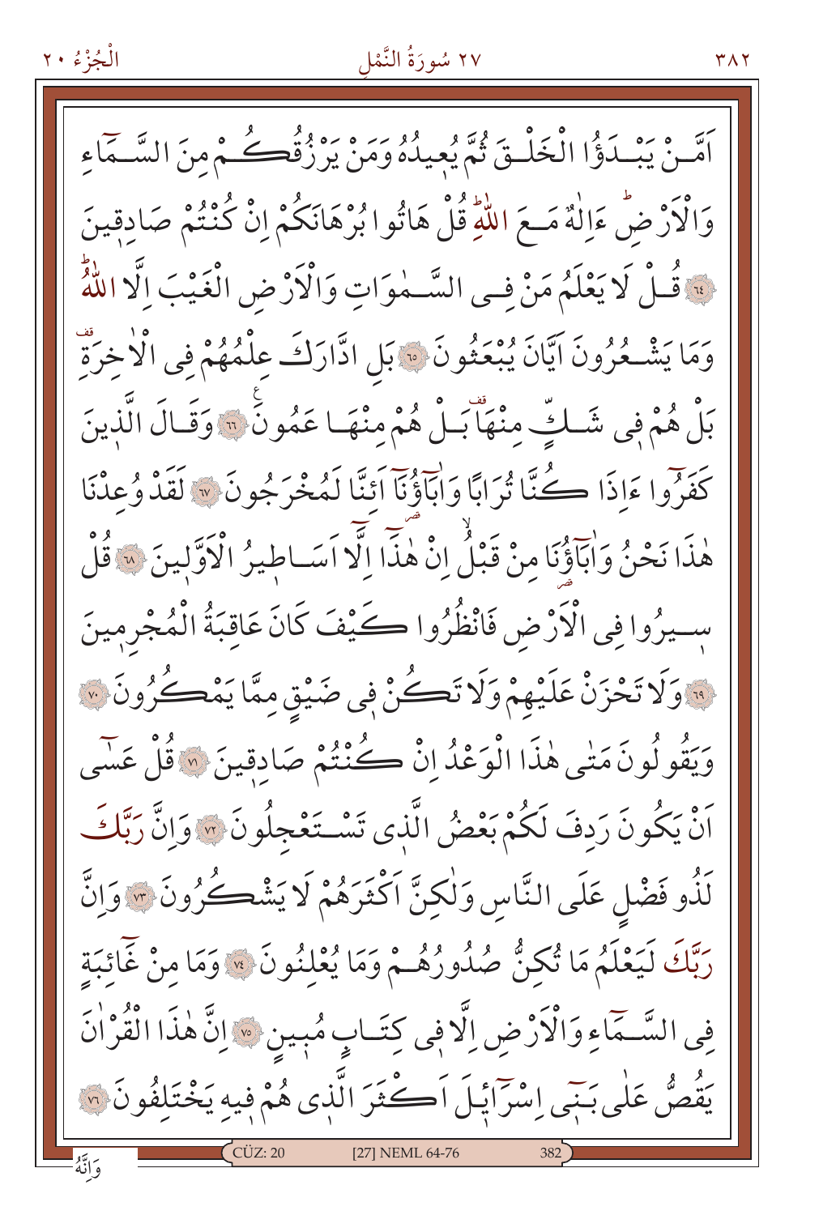اَمَّنْ يَبْدَؤُا الْخَلْقَ ثُمَّ يُعِيدُهُ وَمَنْ يَرْزُقُكُمْ مِنَ السَّمَاءِ وَالْاَرْضِۜ ءَاِلٰهٌ مَعَ اللّٰهِۜ قُلْ هَاتُوا بُرْهَانَكُمْ اِنْ كُنْتُمْ صَادِقِينَ ﴿٦٤﴾ قُلْ لَا يَعْلَمُ مَنْ فِي السَّمٰوَاتِ وَالْاَرْضِ الْغَيْبَ اِلَّا اللّٰهُۜ وَمَا يَشْعُرُونَ اَيَّانَ يُبْعَثُونَ ﴿٦٥﴾ بَلِ ادَّارَكَ عِلْمُهُمْ فِي الْاٰخِرَةِ بَلْ هُمْ فِي شَكٍّ مِنْهَا بَلْ هُمْ مِنْهَا عَمُونَ ﴿٦٦﴾ وَقَالَ الَّذِينَ كَفَرُوا ءَاِذَا كُنَّا تُرَابًا وَاٰبَاۤؤُنَاۤ اَئِنَّا لَمُخْرَجُونَ ﴿٦٧﴾ لَقَدْ وُعِدْنَا هٰذَا نَحْنُ وَاٰبَاۤؤُنَا مِنْ قَبْلُۙ اِنْ هٰذَاۤ اِلَّاۤ اَسَاطِيرُ الْاَوَّلِينَ ﴿٦٨﴾ قُلْ سِيرُوا فِي الْاَرْضِ فَانْظُرُوا كَيْفَ كَانَ عَاقِبَةُ الْمُجْرِمِينَ ﴿٦٩﴾ وَلَا تَحْزَنْ عَلَيْهِمْ وَلَا تَكُنْ فِي ضَيْقٍ مِمَّا يَمْكُرُونَ ﴿٧٠﴾ وَيَقُولُونَ مَتٰى هٰذَا الْوَعْدُ اِنْ كُنْتُمْ صَادِقِينَ ﴿٧١﴾ قُلْ عَسٰۤى اَنْ يَكُونَ رَدِفَ لَكُمْ بَعْضُ الَّذِي تَسْتَعْجِلُونَ ﴿٧٢﴾ وَاِنَّ رَبَّكَ لَذُو فَضْلٍ عَلَى النَّاسِ وَلٰكِنَّ اَكْثَرَهُمْ لَا يَشْكُرُونَ ﴿٧٣﴾ وَاِنَّ رَبَّكَ لَيَعْلَمُ مَا تُكِنُّ صُدُورُهُمْ وَمَا يُعْلِنُونَ ﴿٧٤﴾ وَمَا مِنْ غَاۤئِبَةٍ فِي السَّمَاۤءِ وَالْاَرْضِ اِلَّا فِي كِتَابٍ مُبِينٍ ﴿٧٥﴾ اِنَّ هٰذَا الْقُرْاٰنَ يَقُصُّ عَلٰى بَنِۤي اِسْرَۤائِيلَ اَكْثَرَ الَّذِي هُمْ فِيهِ يَخْتَلِفُونَ ﴿٧٦﴾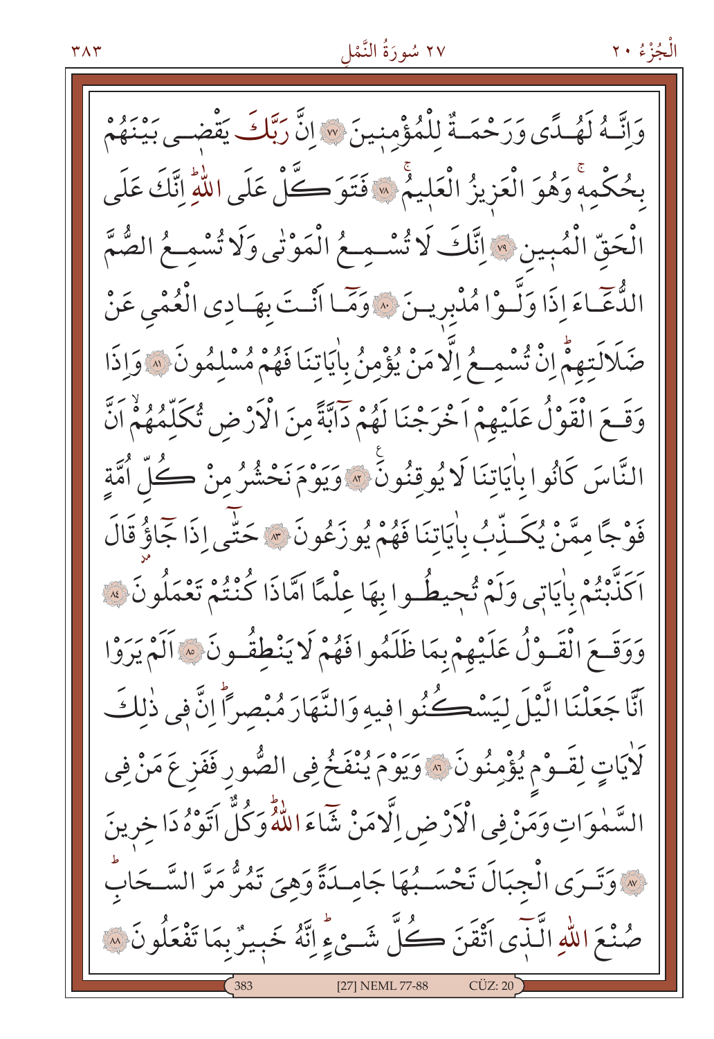وَاِنَّهُ لَهُدًى وَرَحْمَةٌ لِلْمُؤْمِنِينَ ﴿٧٧﴾ اِنَّ رَبَّكَ يَقْضِى بَيْنَهُمْ بِحُكْمِهِۚ وَهُوَ الْعَزِيزُ الْعَلِيمُۚ ﴿٧٨﴾ فَتَوَكَّلْ عَلَى اللّٰهِۜ اِنَّكَ عَلَى الْحَقِّ الْمُبِينِ ﴿٧٩﴾ اِنَّكَ لَا تُسْمِعُ الْمَوْتٰى وَلَا تُسْمِعُ الصُّمَّ الدُّعَٓاءَ اِذَا وَلَّوْا مُدْبِرِينَ ﴿٨٠﴾ وَمَٓا اَنْتَ بِهَادِى الْعُمْىِ عَنْ ضَلَالَتِهِمْۜ اِنْ تُسْمِعُ اِلَّا مَنْ يُؤْمِنُ بِاٰيَاتِنَا فَهُمْ مُسْلِمُونَ ﴿٨١﴾ وَاِذَا وَقَعَ الْقَوْلُ عَلَيْهِمْ اَخْرَجْنَا لَهُمْ دَٓابَّةً مِنَ الْاَرْضِ تُكَلِّمُهُمْۙ اَنَّ النَّاسَ كَانُوا بِاٰيَاتِنَا لَا يُوقِنُونَۚ ﴿٨٢﴾ وَيَوْمَ نَحْشُرُ مِنْ كُلِّ اُمَّةٍ فَوْجًا مِمَّنْ يُكَذِّبُ بِاٰيَاتِنَا فَهُمْ يُوزَعُونَ ﴿٨٣﴾ حَتّٰى اِذَا جَٓاؤُ قَالَ اَكَذَّبْتُمْ بِاٰيَاتِى وَلَمْ تُحِيطُوا بِهَا عِلْمًا اَمَّاذَا كُنْتُمْ تَعْمَلُونَ ﴿٨٤﴾ وَوَقَعَ الْقَوْلُ عَلَيْهِمْ بِمَا ظَلَمُوا فَهُمْ لَا يَنْطِقُونَ ﴿٨٥﴾ اَلَمْ يَرَوْا اَنَّا جَعَلْنَا الَّيْلَ لِيَسْكُنُوا فِيهِ وَالنَّهَارَ مُبْصِراًۜ اِنَّ فِى ذٰلِكَ لَاٰيَاتٍ لِقَوْمٍ يُؤْمِنُونَ ﴿٨٦﴾ وَيَوْمَ يُنْفَخُ فِى الصُّورِ فَفَزِعَ مَنْ فِى السَّمٰوَاتِ وَمَنْ فِى الْاَرْضِ اِلَّا مَنْ شَٓاءَ اللّٰهُۜ وَكُلٌّ اَتَوْهُ دَاخِرِينَ ﴿٨٧﴾ وَتَرَى الْجِبَالَ تَحْسَبُهَا جَامِدَةً وَهِىَ تَمُرُّ مَرَّ السَّحَابِۜ صُنْعَ اللّٰهِ الَّذٖى اَتْقَنَ كُلَّ شَىْءٍۜ اِنَّهُ خَبِيرٌ بِمَا تَفْعَلُونَ ﴿٨٨﴾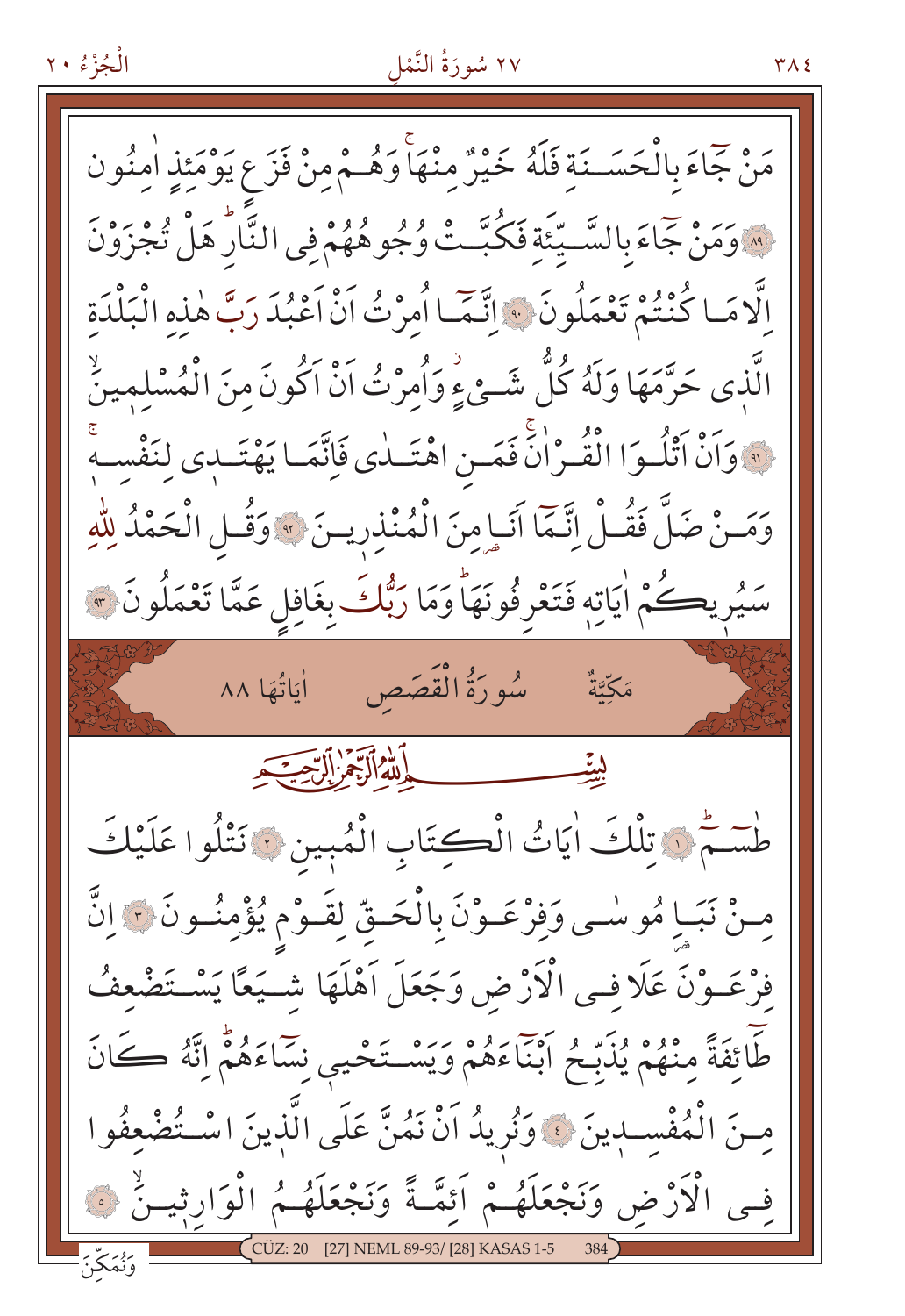مَنْ جَٓاءَ بِالْحَسَـنَةِ فَلَهُ خَيْرٌ مِنْهَاۚ وَهُـمْ مِنْ فَزَعٍ يَوْمَئِذٍ اٰمِنُونَ ﴿٨٩﴾ وَمَنْ جَٓاءَ بِالسَّـيِّئَةِ فَكُبَّـتْ وُجُوهُهُمْ فِي النَّارِۜ هَلْ تُجْزَوْنَ اِلَّا مَـا كُنْتُمْ تَعْمَلُونَ ﴿٩٠﴾ اِنَّمَٓـا اُمِرْتُ اَنْ اَعْبُدَ رَبَّ هٰذِهِ الْبَلْدَةِ الَّذ۪ي حَرَّمَهَا وَلَهُ كُلُّ شَـيْءٍۘ وَاُمِرْتُ اَنْ اَكُونَ مِنَ الْمُسْلِم۪ينَۙ ﴿٩١﴾ وَاَنْ اَتْلُـوَا الْقُـرْاٰنَۚ فَمَـنِ اهْتَـدٰى فَاِنَّمَـا يَهْتَـد۪ي لِنَفْسِـه۪ۚ وَمَـنْ ضَلَّ فَقُـلْ اِنَّمَٓا اَنَـا مِنَ الْمُنْذِر۪يـنَ ﴿٩٢﴾ وَقُـلِ الْحَمْدُ لِلّٰهِ سَيُر۪يكُـمْ اٰيَاتِه۪ فَتَعْرِفُونَهَاۜ وَمَا رَبُّكَ بِغَافِلٍ عَمَّا تَعْمَلُونَ ﴿٩٣﴾

## سُورَةُ الْقَصَصِ

مَكِّيَّةٌ — اٰيَاتُهَا ٨٨

بِسْمِ اللّٰهِ الرَّحْمٰنِ الرَّح۪يمِ

طٰسٓمٓ ﴿١﴾ تِلْكَ اٰيَاتُ الْكِتَابِ الْمُب۪ينِ ﴿٢﴾ نَتْلُوا عَلَيْكَ مِنْ نَبَاِ مُوسٰى وَفِرْعَوْنَ بِالْحَقِّ لِقَوْمٍ يُؤْمِنُونَ ﴿٣﴾ اِنَّ فِرْعَوْنَ عَلَا فِي الْاَرْضِ وَجَعَلَ اَهْلَهَا شِيَعًا يَسْتَضْعِفُ طَٓائِفَةً مِنْهُمْ يُذَبِّحُ اَبْنَٓاءَهُمْ وَيَسْتَحْي۪ي نِسَٓاءَهُمْۜ اِنَّهُ كَانَ مِنَ الْمُفْسِد۪ينَ ﴿٤﴾ وَنُر۪يدُ اَنْ نَمُنَّ عَلَى الَّذ۪ينَ اسْتُضْعِفُوا فِي الْاَرْضِ وَنَجْعَلَهُمْ اَئِمَّةً وَنَجْعَلَهُمُ الْوَارِث۪ينَۙ ﴿٥﴾

CÜZ: 20 [27] NEML 89-93/ [28] KASAS 1-5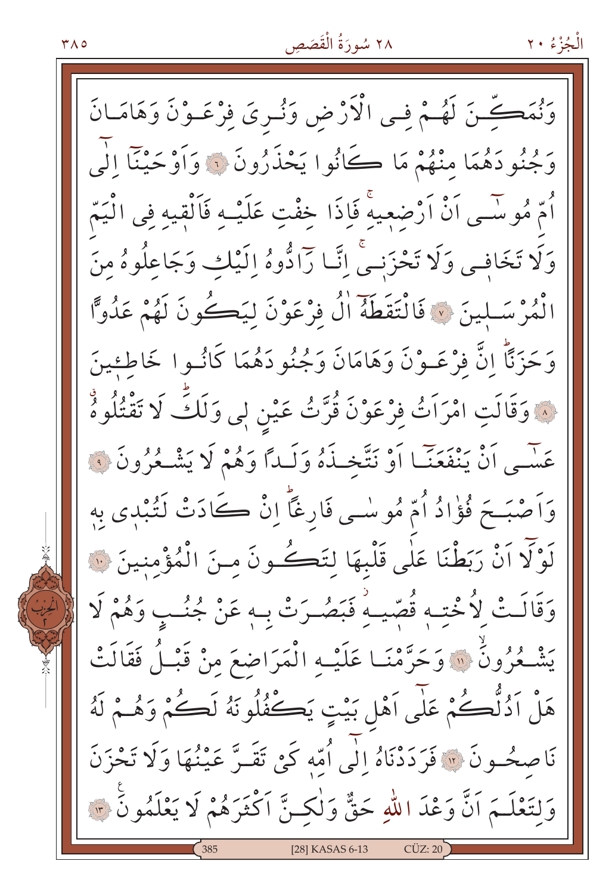وَنُمَكِّنَ لَهُمْ فِى الْاَرْضِ وَنُرِىَ فِرْعَوْنَ وَهَامَانَ وَجُنُودَهُمَا مِنْهُمْ مَا كَانُوا يَحْذَرُونَ ۝٦ وَاَوْحَيْنَٓا اِلٰٓى اُمِّ مُوسٰٓى اَنْ اَرْضِعِيهِۚ فَاِذَا خِفْتِ عَلَيْهِ فَاَلْقِيهِ فِى الْيَمِّ وَلَا تَخَافِى وَلَا تَحْزَنِىۚ اِنَّا رَٓادُّوهُ اِلَيْكِ وَجَاعِلُوهُ مِنَ الْمُرْسَلِينَ ۝٧ فَالْتَقَطَهُٓ اٰلُ فِرْعَوْنَ لِيَكُونَ لَهُمْ عَدُوًّا وَحَزَنًاۜ اِنَّ فِرْعَوْنَ وَهَامَانَ وَجُنُودَهُمَا كَانُوا خَاطِئِينَ ۝٨ وَقَالَتِ امْرَاَتُ فِرْعَوْنَ قُرَّتُ عَيْنٍ لِى وَلَكَۜ لَا تَقْتُلُوهُۗ عَسٰٓى اَنْ يَنْفَعَنَٓا اَوْ نَتَّخِذَهُ وَلَدًا وَهُمْ لَا يَشْعُرُونَ ۝٩ وَاَصْبَحَ فُؤٰادُ اُمِّ مُوسٰى فَارِغًاۜ اِنْ كَادَتْ لَتُبْدِى بِهٖ لَوْلَٓا اَنْ رَبَطْنَا عَلٰى قَلْبِهَا لِتَكُونَ مِنَ الْمُؤْمِنِينَ ۝١٠ وَقَالَتْ لِاُخْتِهٖ قُصِّيهِۘ فَبَصُرَتْ بِهٖ عَنْ جُنُبٍ وَهُمْ لَا يَشْعُرُونَۙ ۝١١ وَحَرَّمْنَا عَلَيْهِ الْمَرَاضِعَ مِنْ قَبْلُ فَقَالَتْ هَلْ اَدُلُّكُمْ عَلٰٓى اَهْلِ بَيْتٍ يَكْفُلُونَهُ لَكُمْ وَهُمْ لَهُ نَاصِحُونَ ۝١٢ فَرَدَدْنَاهُ اِلٰٓى اُمِّهٖ كَىْ تَقَرَّ عَيْنُهَا وَلَا تَحْزَنَ وَلِتَعْلَمَ اَنَّ وَعْدَ اللّٰهِ حَقٌّ وَلٰكِنَّ اَكْثَرَهُمْ لَا يَعْلَمُونَ ۝١٣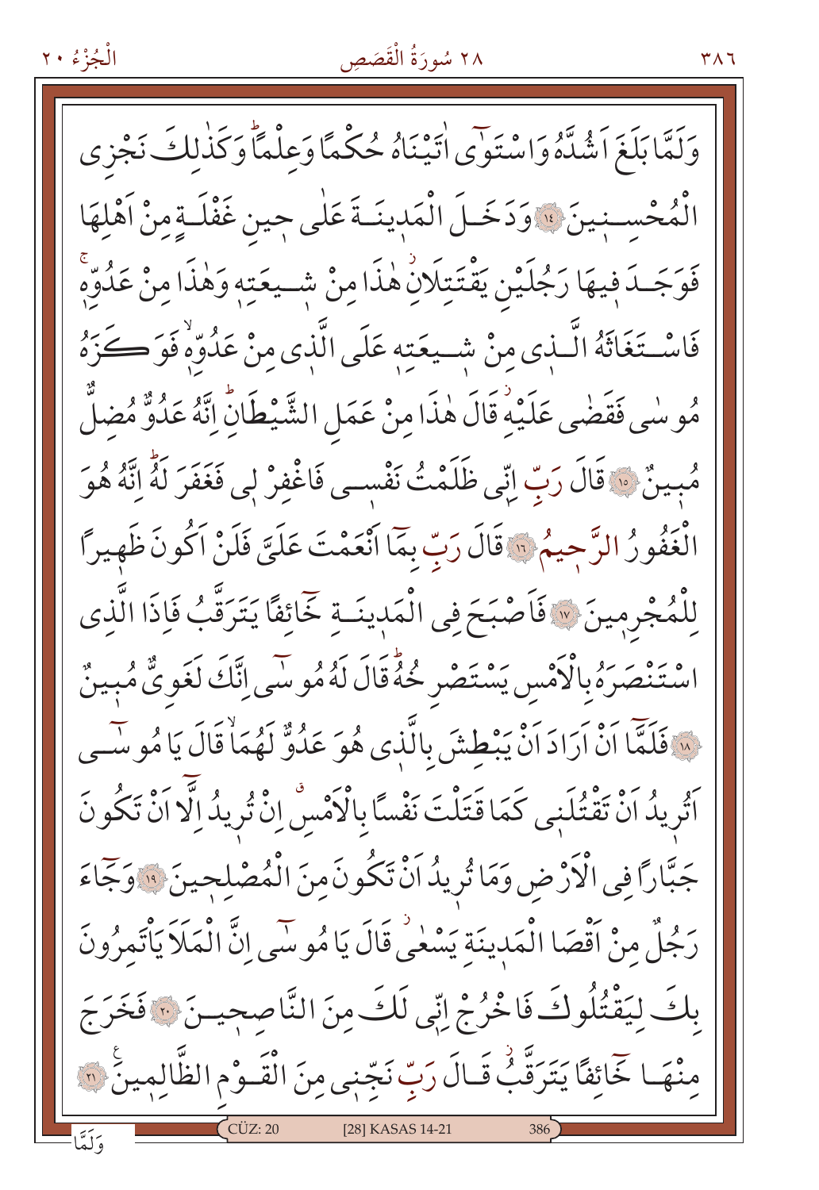وَلَمَّا بَلَغَ اَشُدَّهُ وَاسْتَوٰٓى اٰتَيْنَاهُ حُكْمًا وَعِلْمًاؕ وَكَذٰلِكَ نَجْزِى الْمُحْسِنِينَ ﴿١٤﴾ وَدَخَلَ الْمَدِينَةَ عَلٰى حِينِ غَفْلَةٍ مِنْ اَهْلِهَا فَوَجَدَ فِيهَا رَجُلَيْنِ يَقْتَتِلَانِۗ هٰذَا مِنْ شِيعَتِهِ وَهٰذَا مِنْ عَدُوِّهٖۚ فَاسْتَغَاثَهُ الَّذِى مِنْ شِيعَتِهٖ عَلَى الَّذِى مِنْ عَدُوِّهٖۙ فَوَكَزَهُ مُوسٰى فَقَضٰى عَلَيْهِۗ قَالَ هٰذَا مِنْ عَمَلِ الشَّيْطَانِؕ اِنَّهُ عَدُوٌّ مُضِلٌّ مُبِينٌ ﴿١٥﴾ قَالَ رَبِّ اِنِّى ظَلَمْتُ نَفْسِى فَاغْفِرْ لِى فَغَفَرَ لَهُؕ اِنَّهُ هُوَ الْغَفُورُ الرَّحِيمُ ﴿١٦﴾ قَالَ رَبِّ بِمَٓا اَنْعَمْتَ عَلَىَّ فَلَنْ اَكُونَ ظَهِيرًا لِلْمُجْرِمِينَ ﴿١٧﴾ فَاَصْبَحَ فِى الْمَدِينَةِ خَٓائِفًا يَتَرَقَّبُ فَاِذَا الَّذِى اسْتَنْصَرَهُ بِالْاَمْسِ يَسْتَصْرِخُهُؕ قَالَ لَهُ مُوسٰٓى اِنَّكَ لَغَوِىٌّ مُبِينٌ ﴿١٨﴾ فَلَمَّٓا اَنْ اَرَادَ اَنْ يَبْطِشَ بِالَّذِى هُوَ عَدُوٌّ لَهُمَاۙ قَالَ يَا مُوسٰٓى اَتُرِيدُ اَنْ تَقْتُلَنِى كَمَا قَتَلْتَ نَفْسًا بِالْاَمْسِۗ اِنْ تُرِيدُ اِلَّٓا اَنْ تَكُونَ جَبَّارًا فِى الْاَرْضِ وَمَا تُرِيدُ اَنْ تَكُونَ مِنَ الْمُصْلِحِينَ ﴿١٩﴾ وَجَٓاءَ رَجُلٌ مِنْ اَقْصَا الْمَدِينَةِ يَسْعٰىۘ قَالَ يَا مُوسٰٓى اِنَّ الْمَلَاَ يَاْتَمِرُونَ بِكَ لِيَقْتُلُوكَ فَاخْرُجْ اِنِّى لَكَ مِنَ النَّاصِحِينَ ﴿٢٠﴾ فَخَرَجَ مِنْهَا خَٓائِفًا يَتَرَقَّبُۘ قَالَ رَبِّ نَجِّنِى مِنَ الْقَوْمِ الظَّالِمِينَ ﴿٢١﴾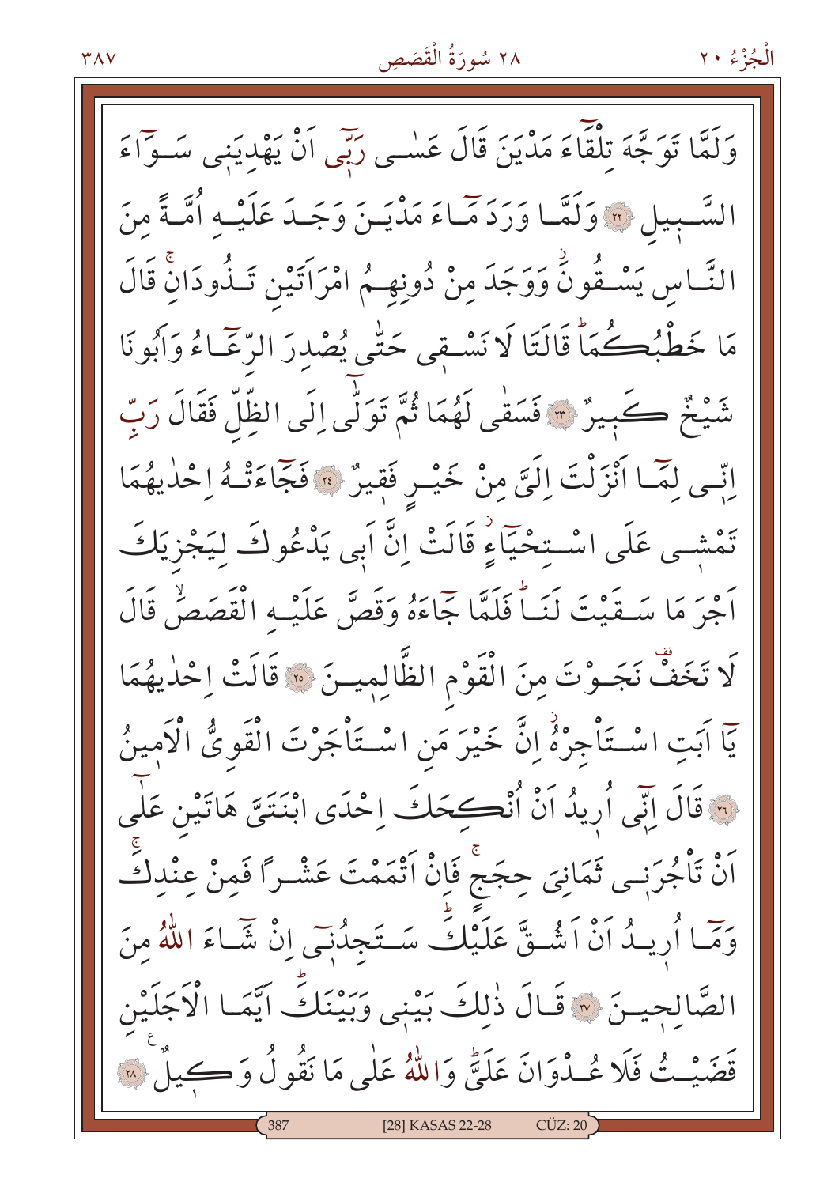وَلَمَّا تَوَجَّهَ تِلْقَٓاءَ مَدْيَنَ قَالَ عَسٰى رَبّ۪ٓي اَنْ يَهْدِيَن۪ي سَوَٓاءَ السَّب۪يلِ ﴿٢٢﴾ وَلَمَّا وَرَدَ مَٓاءَ مَدْيَنَ وَجَدَ عَلَيْهِ اُمَّةً مِنَ النَّاسِ يَسْقُونَۘ وَوَجَدَ مِنْ دُونِهِمُ امْرَاَتَيْنِ تَذُودَانِۚ قَالَ مَا خَطْبُكُمَاۜ قَالَتَا لَا نَسْق۪ي حَتّٰى يُصْدِرَ الرِّعَٓاءُ وَاَبُونَا شَيْخٌ كَب۪يرٌ ﴿٢٣﴾ فَسَقٰى لَهُمَا ثُمَّ تَوَلّٰٓى اِلَى الظِّلِّ فَقَالَ رَبِّ اِنّ۪ي لِمَٓا اَنْزَلْتَ اِلَيَّ مِنْ خَيْرٍ فَق۪يرٌ ﴿٢٤﴾ فَجَٓاءَتْهُ اِحْدٰيهُمَا تَمْش۪ي عَلَى اسْتِحْيَٓاءٍۘ قَالَتْ اِنَّ اَب۪ي يَدْعُوكَ لِيَجْزِيَكَ اَجْرَ مَا سَقَيْتَ لَنَاۜ فَلَمَّا جَٓاءَهُ وَقَصَّ عَلَيْهِ الْقَصَصَۙ قَالَ لَا تَخَفْ نَجَوْتَ مِنَ الْقَوْمِ الظَّالِم۪ينَ ﴿٢٥﴾ قَالَتْ اِحْدٰيهُمَا يَٓا اَبَتِ اسْتَاْجِرْهُۘ اِنَّ خَيْرَ مَنِ اسْتَاْجَرْتَ الْقَوِيُّ الْاَم۪ينُ ﴿٢٦﴾ قَالَ اِنّ۪ٓي اُر۪يدُ اَنْ اُنْكِحَكَ اِحْدَى ابْنَتَيَّ هَاتَيْنِ عَلٰٓى اَنْ تَاْجُرَن۪ي ثَمَانِيَ حِجَجٍۚ فَاِنْ اَتْمَمْتَ عَشْراً فَمِنْ عِنْدِكَۚ وَمَٓا اُر۪يدُ اَنْ اَشُقَّ عَلَيْكَۜ سَتَجِدُن۪ٓي اِنْ شَٓاءَ اللّٰهُ مِنَ الصَّالِح۪ينَ ﴿٢٧﴾ قَالَ ذٰلِكَ بَيْن۪ي وَبَيْنَكَۜ اَيَّمَا الْاَجَلَيْنِ قَضَيْتُ فَلَا عُدْوَانَ عَلَيَّۜ وَاللّٰهُ عَلٰى مَا نَقُولُ وَك۪يلٌ ﴿٢٨﴾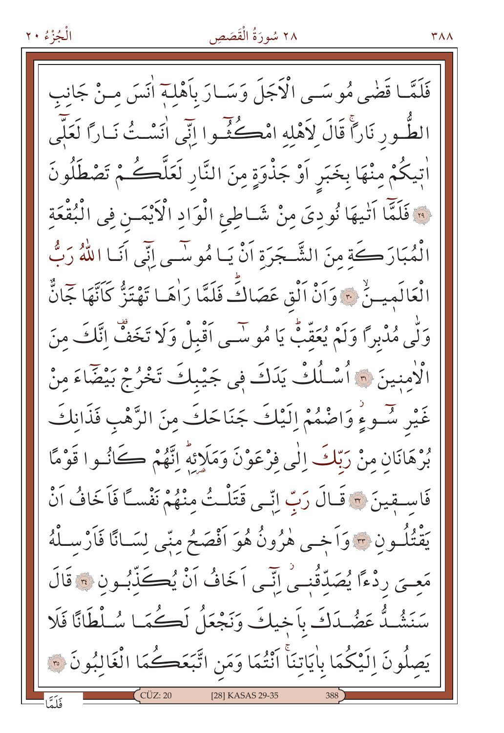فَلَمَّا قَضٰى مُوسَى الْاَجَلَ وَسَارَ بِاَهْلِهٖٓ اٰنَسَ مِنْ جَانِبِ الطُّورِ نَارًاۚ قَالَ لِاَهْلِهِ امْكُثُوٓا اِنّٓي اٰنَسْتُ نَارًا لَعَلّٓي اٰتيكُمْ مِنْهَا بِخَبَرٍ اَوْ جَذْوَةٍ مِنَ النَّارِ لَعَلَّكُمْ تَصْطَلُونَ ﴿٢٩﴾ فَلَمَّٓا اَتٰيهَا نُودِيَ مِنْ شَاطِئِ الْوَادِ الْاَيْمَنِ فِي الْبُقْعَةِ الْمُبَارَكَةِ مِنَ الشَّجَرَةِ اَنْ يَا مُوسٰٓى اِنّٓي اَنَا اللّٰهُ رَبُّ الْعَالَمينَۙ ﴿٣٠﴾ وَاَنْ اَلْقِ عَصَاكَۜ فَلَمَّا رَاٰهَا تَهْتَزُّ كَاَنَّهَا جَٓانٌّ وَلّٰى مُدْبِرًا وَلَمْ يُعَقِّبْۜ يَا مُوسٰٓى اَقْبِلْ وَلَا تَخَفْ اِنَّكَ مِنَ الْاٰمِنينَ ﴿٣١﴾ اُسْلُكْ يَدَكَ في جَيْبِكَ تَخْرُجْ بَيْضَٓاءَ مِنْ غَيْرِ سُٓوءٍۘ وَاضْمُمْ اِلَيْكَ جَنَاحَكَ مِنَ الرَّهْبِ فَذَانِكَ بُرْهَانَانِ مِنْ رَبِّكَ اِلٰى فِرْعَوْنَ وَمَلَائِهٖۜ اِنَّهُمْ كَانُوا قَوْمًا فَاسِقينَ ﴿٣٢﴾ قَالَ رَبِّ اِنّي قَتَلْتُ مِنْهُمْ نَفْسًا فَاَخَافُ اَنْ يَقْتُلُونِ ﴿٣٣﴾ وَاَخي هٰرُونُ هُوَ اَفْصَحُ مِنّي لِسَانًا فَاَرْسِلْهُ مَعِيَ رِدْءًا يُصَدِّقُنيۘ اِنّٓي اَخَافُ اَنْ يُكَذِّبُونِ ﴿٣٤﴾ قَالَ سَنَشُدُّ عَضُدَكَ بِاَخيكَ وَنَجْعَلُ لَكُمَا سُلْطَانًا فَلَا يَصِلُونَ اِلَيْكُمَا بِاٰيَاتِنَاۚ اَنْتُمَا وَمَنِ اتَّبَعَكُمَا الْغَالِبُونَ ﴿٣٥﴾

فَلَمَّا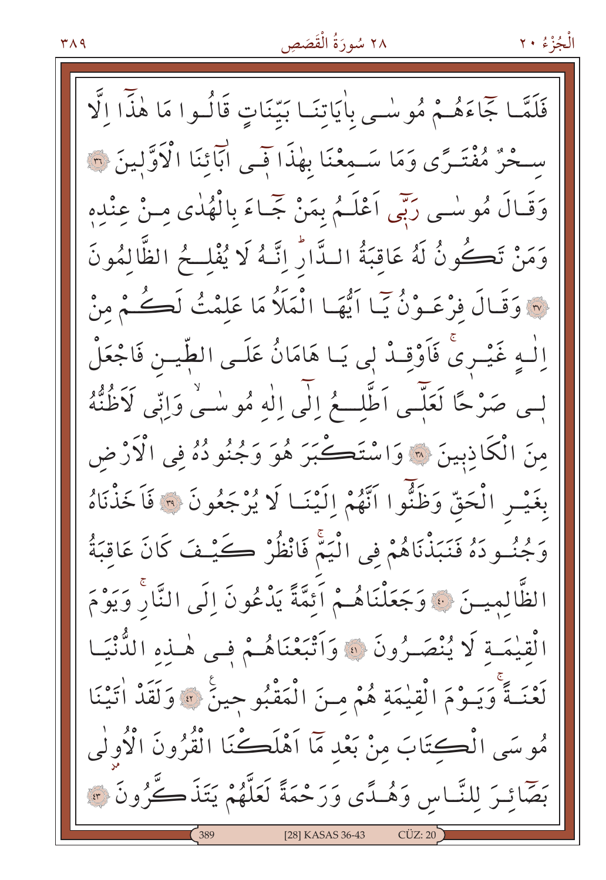فَلَمَّا جَٓاءَهُمْ مُوسٰى بِاٰيَاتِنَا بَيِّنَاتٍ قَالُوا مَا هٰذَٓا اِلَّا سِحْرٌ مُفْتَرًى وَمَا سَمِعْنَا بِهٰذَا فٖٓى اٰبَٓائِنَا الْاَوَّلٖينَ ﴿٣٦﴾ وَقَالَ مُوسٰى رَبّٖٓى اَعْلَمُ بِمَنْ جَٓاءَ بِالْهُدٰى مِنْ عِنْدِهٖ وَمَنْ تَكُونُ لَهُ عَاقِبَةُ الدَّارِۜ اِنَّهُ لَا يُفْلِحُ الظَّالِمُونَ ﴿٣٧﴾ وَقَالَ فِرْعَوْنُ يَٓا اَيُّهَا الْمَلَاُ مَا عَلِمْتُ لَكُمْ مِنْ اِلٰهٍ غَيْرٖيۚ فَاَوْقِدْ لٖى يَا هَامَانُ عَلَى الطّٖينِ فَاجْعَلْ لٖى صَرْحًا لَعَلّٖٓى اَطَّلِعُ اِلٰٓى اِلٰهِ مُوسٰىۙ وَاِنّٖى لَاَظُنُّهُ مِنَ الْكَاذِبٖينَ ﴿٣٨﴾ وَاسْتَكْبَرَ هُوَ وَجُنُودُهُ فِى الْاَرْضِ بِغَيْرِ الْحَقِّ وَظَنُّٓوا اَنَّهُمْ اِلَيْنَا لَا يُرْجَعُونَ ﴿٣٩﴾ فَاَخَذْنَاهُ وَجُنُودَهُ فَنَبَذْنَاهُمْ فِى الْيَمِّۚ فَانْظُرْ كَيْفَ كَانَ عَاقِبَةُ الظَّالِمٖينَ ﴿٤٠﴾ وَجَعَلْنَاهُمْ اَئِمَّةً يَدْعُونَ اِلَى النَّارِۚ وَيَوْمَ الْقِيٰمَةِ لَا يُنْصَرُونَ ﴿٤١﴾ وَاَتْبَعْنَاهُمْ فٖى هٰذِهِ الدُّنْيَا لَعْنَةًۚ وَيَوْمَ الْقِيٰمَةِ هُمْ مِنَ الْمَقْبُوحٖينَ ﴿٤٢﴾ وَلَقَدْ اٰتَيْنَا مُوسَى الْكِتَابَ مِنْ بَعْدِ مَٓا اَهْلَكْنَا الْقُرُونَ الْاُولٰى بَصَٓائِرَ لِلنَّاسِ وَهُدًى وَرَحْمَةً لَعَلَّهُمْ يَتَذَكَّرُونَ ﴿٤٣﴾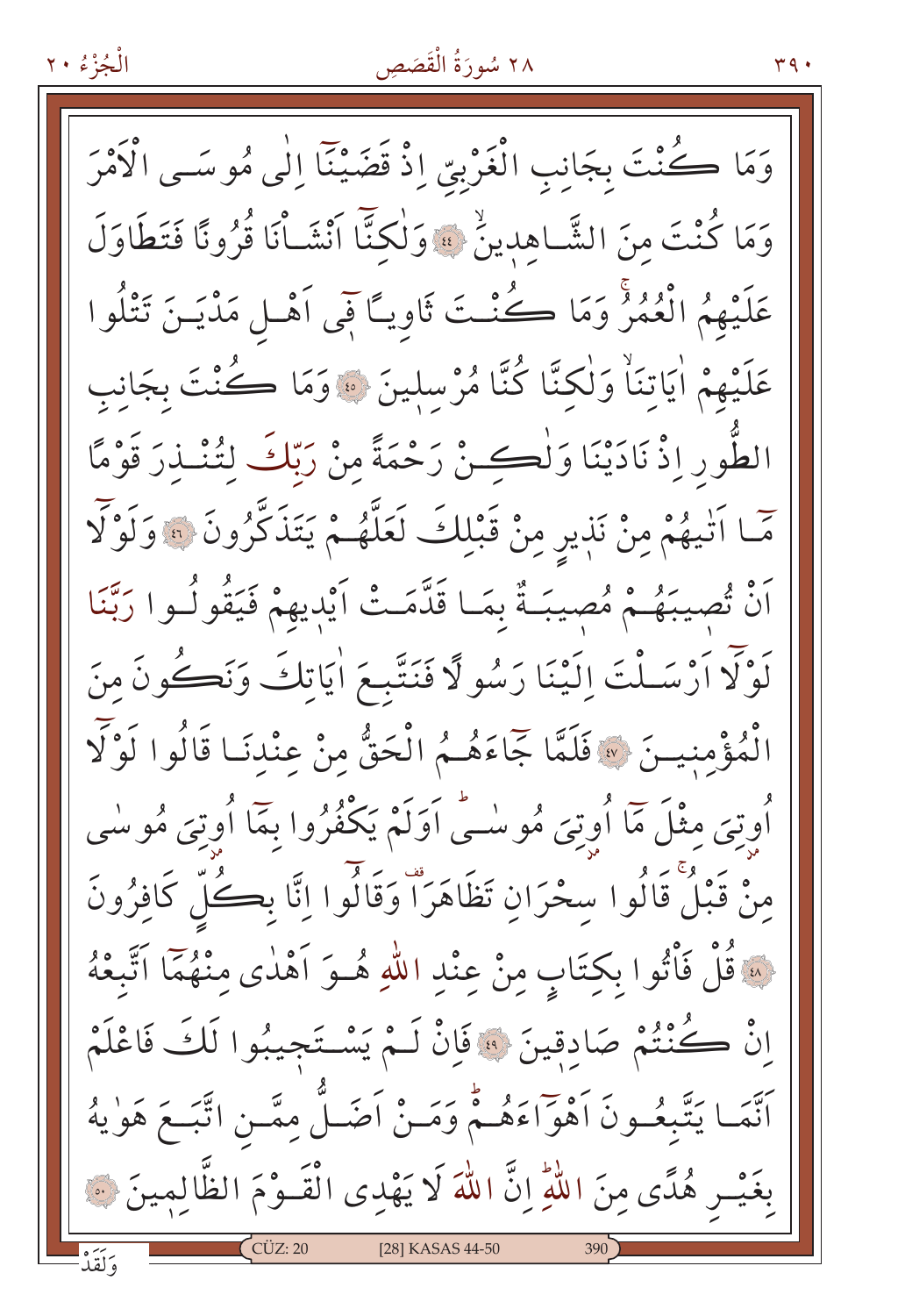وَمَا كُنْتَ بِجَانِبِ الْغَرْبِيِّ اِذْ قَضَيْنَٓا اِلٰى مُوسَى الْاَمْرَ وَمَا كُنْتَ مِنَ الشَّاهِدِينَۙ ﴿٤٤﴾ وَلٰكِنَّٓا اَنْشَاْنَا قُرُونًا فَتَطَاوَلَ عَلَيْهِمُ الْعُمُرُۚ وَمَا كُنْتَ ثَاوِيًا فٖٓى اَهْلِ مَدْيَنَ تَتْلُوا عَلَيْهِمْ اٰيَاتِنَاۙ وَلٰكِنَّا كُنَّا مُرْسِلِينَ ﴿٤٥﴾ وَمَا كُنْتَ بِجَانِبِ الطُّورِ اِذْ نَادَيْنَا وَلٰكِنْ رَحْمَةً مِنْ رَبِّكَ لِتُنْذِرَ قَوْمًا مَٓا اَتٰيهُمْ مِنْ نَذِيرٍ مِنْ قَبْلِكَ لَعَلَّهُمْ يَتَذَكَّرُونَ ﴿٤٦﴾ وَلَوْلَٓا اَنْ تُصِيبَهُمْ مُصِيبَةٌ بِمَا قَدَّمَتْ اَيْدِيهِمْ فَيَقُولُوا رَبَّنَا لَوْلَٓا اَرْسَلْتَ اِلَيْنَا رَسُولًا فَنَتَّبِعَ اٰيَاتِكَ وَنَكُونَ مِنَ الْمُؤْمِنِينَ ﴿٤٧﴾ فَلَمَّا جَٓاءَهُمُ الْحَقُّ مِنْ عِنْدِنَا قَالُوا لَوْلَٓا اُوتِىَ مِثْلَ مَٓا اُوتِىَ مُوسٰىۜ اَوَلَمْ يَكْفُرُوا بِمَٓا اُوتِىَ مُوسٰى مِنْ قَبْلُۚ قَالُوا سِحْرَانِ تَظَاهَرَاۗ وَقَالُٓوا اِنَّا بِكُلٍّ كَافِرُونَ ﴿٤٨﴾ قُلْ فَاْتُوا بِكِتَابٍ مِنْ عِنْدِ اللّٰهِ هُوَ اَهْدٰى مِنْهُمَٓا اَتَّبِعْهُ اِنْ كُنْتُمْ صَادِقِينَ ﴿٤٩﴾ فَاِنْ لَمْ يَسْتَجِيبُوا لَكَ فَاعْلَمْ اَنَّمَا يَتَّبِعُونَ اَهْوَٓاءَهُمْۜ وَمَنْ اَضَلُّ مِمَّنِ اتَّبَعَ هَوٰيهُ بِغَيْرِ هُدًى مِنَ اللّٰهِۜ اِنَّ اللّٰهَ لَا يَهْدِى الْقَوْمَ الظَّالِمِينَ ﴿٥٠﴾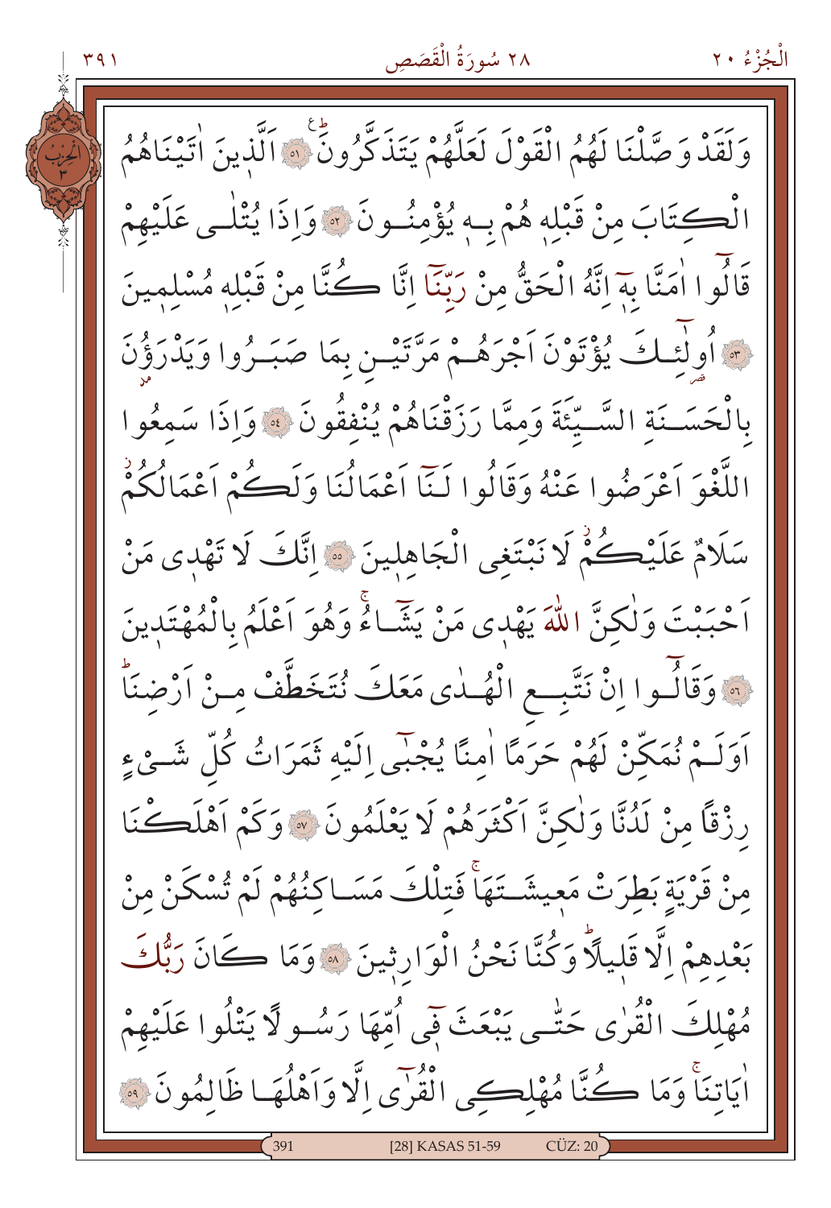وَلَقَدْ وَصَّلْنَا لَهُمُ الْقَوْلَ لَعَلَّهُمْ يَتَذَكَّرُونَ ﴿٥١﴾ اَلَّذِينَ اٰتَيْنَاهُمُ الْكِتَابَ مِنْ قَبْلِهِ هُمْ بِهِ يُؤْمِنُونَ ﴿٥٢﴾ وَاِذَا يُتْلٰى عَلَيْهِمْ قَالُٓوا اٰمَنَّا بِهٖٓ اِنَّهُ الْحَقُّ مِنْ رَبِّنَٓا اِنَّا كُنَّا مِنْ قَبْلِهٖ مُسْلِمِينَ ﴿٥٣﴾ اُو۬لٰٓئِكَ يُؤْتَوْنَ اَجْرَهُمْ مَرَّتَيْنِ بِمَا صَبَرُوا وَيَدْرَؤُنَ بِالْحَسَنَةِ السَّيِّئَةَ وَمِمَّا رَزَقْنَاهُمْ يُنْفِقُونَ ﴿٥٤﴾ وَاِذَا سَمِعُوا اللَّغْوَ اَعْرَضُوا عَنْهُ وَقَالُوا لَنَٓا اَعْمَالُنَا وَلَكُمْ اَعْمَالُكُمْ سَلَامٌ عَلَيْكُمْ لَا نَبْتَغِي الْجَاهِلِينَ ﴿٥٥﴾ اِنَّكَ لَا تَهْدِي مَنْ اَحْبَبْتَ وَلٰكِنَّ اللّٰهَ يَهْدِي مَنْ يَشَٓاءُ وَهُوَ اَعْلَمُ بِالْمُهْتَدِينَ ﴿٥٦﴾ وَقَالُٓوا اِنْ نَتَّبِعِ الْهُدٰى مَعَكَ نُتَخَطَّفْ مِنْ اَرْضِنَاۜ اَوَلَمْ نُمَكِّنْ لَهُمْ حَرَمًا اٰمِنًا يُجْبٰٓى اِلَيْهِ ثَمَرَاتُ كُلِّ شَيْءٍ رِزْقًا مِنْ لَدُنَّا وَلٰكِنَّ اَكْثَرَهُمْ لَا يَعْلَمُونَ ﴿٥٧﴾ وَكَمْ اَهْلَكْنَا مِنْ قَرْيَةٍ بَطِرَتْ مَعِيشَتَهَاۚ فَتِلْكَ مَسَاكِنُهُمْ لَمْ تُسْكَنْ مِنْ بَعْدِهِمْ اِلَّا قَلِيلًاۜ وَكُنَّا نَحْنُ الْوَارِثِينَ ﴿٥٨﴾ وَمَا كَانَ رَبُّكَ مُهْلِكَ الْقُرٰى حَتّٰى يَبْعَثَ فٖٓي اُمِّهَا رَسُولًا يَتْلُوا عَلَيْهِمْ اٰيَاتِنَاۚ وَمَا كُنَّا مُهْلِكِي الْقُرٰٓى اِلَّا وَاَهْلُهَا ظَالِمُونَ ﴿٥٩﴾

[28] KASAS 51-59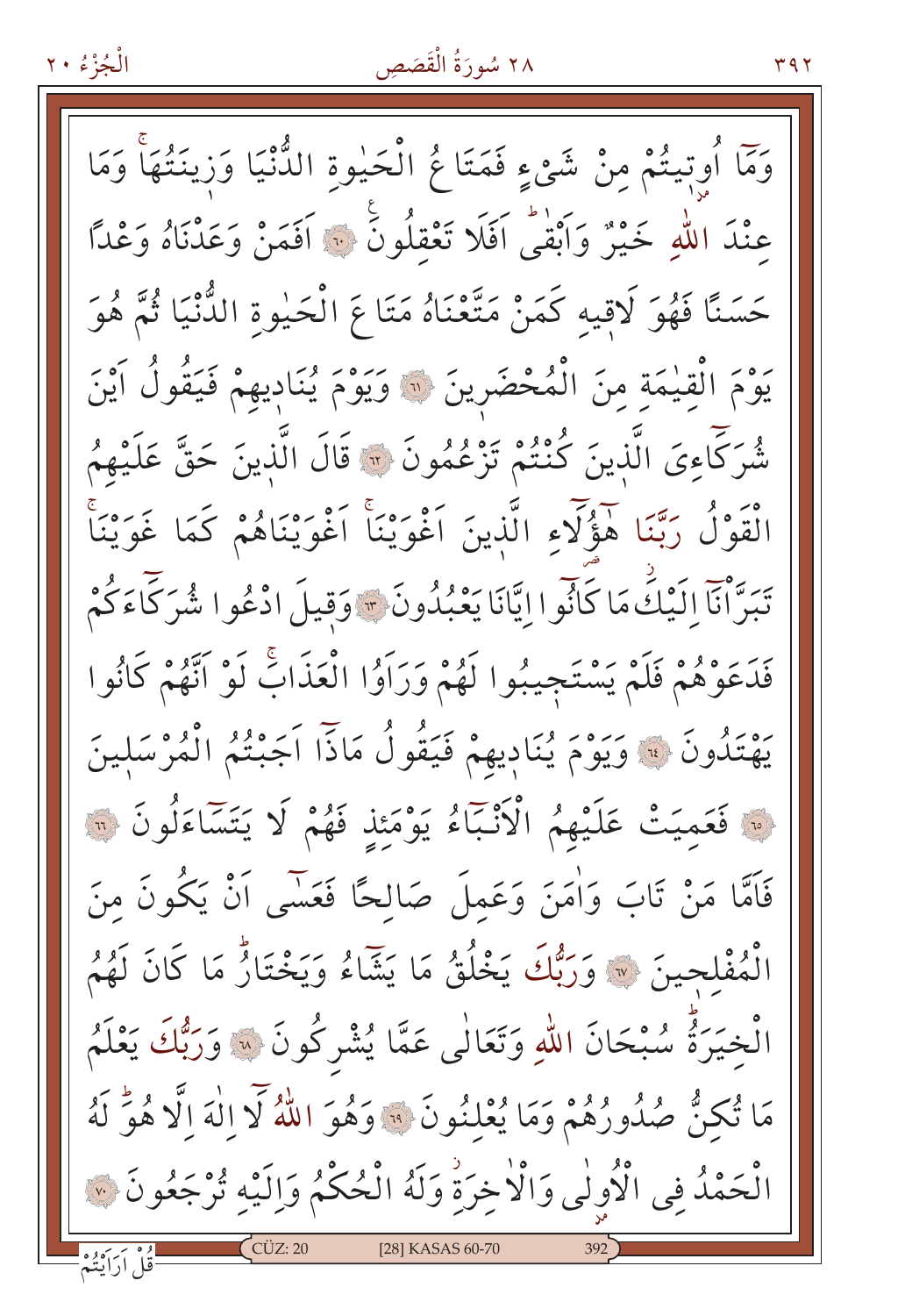وَمَٓا اُو۫تٖيتُمْ مِنْ شَيْءٍ فَمَتَاعُ الْحَيٰوةِ الدُّنْيَا وَزٖينَتُهَاۚ وَمَا عِنْدَ اللّٰهِ خَيْرٌ وَاَبْقٰىۜ اَفَلَا تَعْقِلُونَ ﴿٦٠﴾ اَفَمَنْ وَعَدْنَاهُ وَعْدًا حَسَنًا فَهُوَ لَاقٖيهِ كَمَنْ مَتَّعْنَاهُ مَتَاعَ الْحَيٰوةِ الدُّنْيَا ثُمَّ هُوَ يَوْمَ الْقِيٰمَةِ مِنَ الْمُحْضَرٖينَ ﴿٦١﴾ وَيَوْمَ يُنَادٖيهِمْ فَيَقُولُ اَيْنَ شُرَكَٓاءِيَ الَّذٖينَ كُنْتُمْ تَزْعُمُونَ ﴿٦٢﴾ قَالَ الَّذٖينَ حَقَّ عَلَيْهِمُ الْقَوْلُ رَبَّنَا هٰٓؤُلَٓاءِ الَّذٖينَ اَغْوَيْنَاۚ اَغْوَيْنَاهُمْ كَمَا غَوَيْنَاۚ تَبَرَّاْنَٓا اِلَيْكَ مَا كَانُٓوا اِيَّانَا يَعْبُدُونَ ﴿٦٣﴾ وَقٖيلَ ادْعُوا شُرَكَٓاءَكُمْ فَدَعَوْهُمْ فَلَمْ يَسْتَجٖيبُوا لَهُمْ وَرَاَوُا الْعَذَابَۚ لَوْ اَنَّهُمْ كَانُوا يَهْتَدُونَ ﴿٦٤﴾ وَيَوْمَ يُنَادٖيهِمْ فَيَقُولُ مَاذَٓا اَجَبْتُمُ الْمُرْسَلٖينَ ﴿٦٥﴾ فَعَمِيَتْ عَلَيْهِمُ الْاَنْبَٓاءُ يَوْمَئِذٍ فَهُمْ لَا يَتَسَٓاءَلُونَ ﴿٦٦﴾ فَاَمَّا مَنْ تَابَ وَاٰمَنَ وَعَمِلَ صَالِحًا فَعَسٰٓى اَنْ يَكُونَ مِنَ الْمُفْلِحٖينَ ﴿٦٧﴾ وَرَبُّكَ يَخْلُقُ مَا يَشَٓاءُ وَيَخْتَارُۜ مَا كَانَ لَهُمُ الْخِيَرَةُۜ سُبْحَانَ اللّٰهِ وَتَعَالٰى عَمَّا يُشْرِكُونَ ﴿٦٨﴾ وَرَبُّكَ يَعْلَمُ مَا تُكِنُّ صُدُورُهُمْ وَمَا يُعْلِنُونَ ﴿٦٩﴾ وَهُوَ اللّٰهُ لَٓا اِلٰهَ اِلَّا هُوَۜ لَهُ الْحَمْدُ فِي الْاُو۫لٰى وَالْاٰخِرَةِۘ وَلَهُ الْحُكْمُ وَاِلَيْهِ تُرْجَعُونَ ﴿٧٠﴾

قُلْ اَرَاَيْتُمْ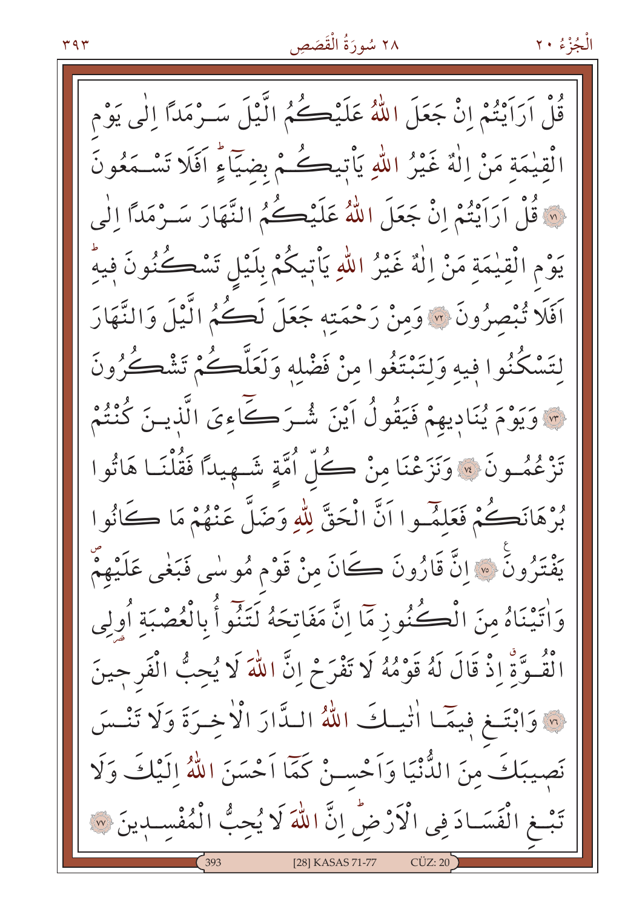قُلْ اَرَاَيْتُمْ اِنْ جَعَلَ اللّٰهُ عَلَيْكُمُ الَّيْلَ سَرْمَدًا اِلٰى يَوْمِ الْقِيٰمَةِ مَنْ اِلٰهٌ غَيْرُ اللّٰهِ يَأْتِيكُمْ بِضِيَٓاءٍۜ اَفَلَا تَسْمَعُونَ ﴿٧١﴾ قُلْ اَرَاَيْتُمْ اِنْ جَعَلَ اللّٰهُ عَلَيْكُمُ النَّهَارَ سَرْمَدًا اِلٰى يَوْمِ الْقِيٰمَةِ مَنْ اِلٰهٌ غَيْرُ اللّٰهِ يَأْتِيكُمْ بِلَيْلٍ تَسْكُنُونَ فِيهِۜ اَفَلَا تُبْصِرُونَ ﴿٧٢﴾ وَمِنْ رَحْمَتِهِ جَعَلَ لَكُمُ الَّيْلَ وَالنَّهَارَ لِتَسْكُنُوا فِيهِ وَلِتَبْتَغُوا مِنْ فَضْلِهِ وَلَعَلَّكُمْ تَشْكُرُونَ ﴿٧٣﴾ وَيَوْمَ يُنَادِيهِمْ فَيَقُولُ اَيْنَ شُرَكَٓاءِيَ الَّذِينَ كُنْتُمْ تَزْعُمُونَ ﴿٧٤﴾ وَنَزَعْنَا مِنْ كُلِّ اُمَّةٍ شَهِيدًا فَقُلْنَا هَاتُوا بُرْهَانَكُمْ فَعَلِمُٓوا اَنَّ الْحَقَّ لِلّٰهِ وَضَلَّ عَنْهُمْ مَا كَانُوا يَفْتَرُونَ ﴿٧٥﴾ اِنَّ قَارُونَ كَانَ مِنْ قَوْمِ مُوسٰى فَبَغٰى عَلَيْهِمْ وَاٰتَيْنَاهُ مِنَ الْكُنُوزِ مَٓا اِنَّ مَفَاتِحَهُ لَتَنُٓوأُ بِالْعُصْبَةِ اُولِى الْقُوَّةِ اِذْ قَالَ لَهُ قَوْمُهُ لَا تَفْرَحْ اِنَّ اللّٰهَ لَا يُحِبُّ الْفَرِحِينَ ﴿٧٦﴾ وَابْتَغِ فِيمَٓا اٰتٰيكَ اللّٰهُ الدَّارَ الْاٰخِرَةَ وَلَا تَنْسَ نَصِيبَكَ مِنَ الدُّنْيَا وَاَحْسِنْ كَمَٓا اَحْسَنَ اللّٰهُ اِلَيْكَ وَلَا تَبْغِ الْفَسَادَ فِى الْاَرْضِۜ اِنَّ اللّٰهَ لَا يُحِبُّ الْمُفْسِدِينَ ﴿٧٧﴾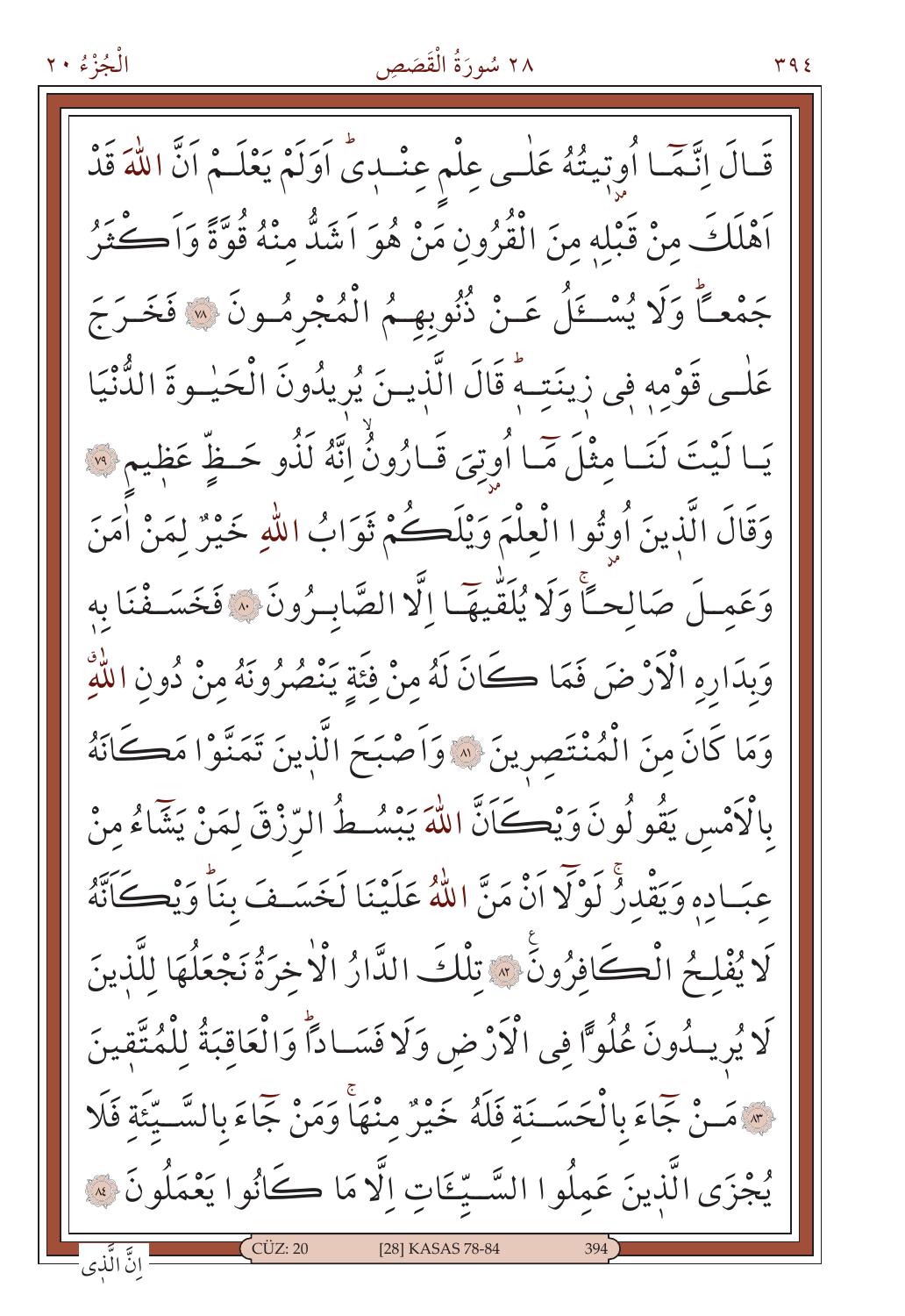قَالَ اِنَّمَٓا اُوتٖيتُهُ عَلٰى عِلْمٍ عِنْدٖىؕ اَوَلَمْ يَعْلَمْ اَنَّ اللّٰهَ قَدْ اَهْلَكَ مِنْ قَبْلِهٖ مِنَ الْقُرُونِ مَنْ هُوَ اَشَدُّ مِنْهُ قُوَّةً وَاَكْثَرُ جَمْعًاؕ وَلَا يُسْـَٔلُ عَنْ ذُنُوبِهِمُ الْمُجْرِمُونَ ﴿٧٨﴾ فَخَرَجَ عَلٰى قَوْمِهٖ فٖى زٖينَتِهٖؕ قَالَ الَّذٖينَ يُرٖيدُونَ الْحَيٰوةَ الدُّنْيَا يَا لَيْتَ لَنَا مِثْلَ مَٓا اُوتِىَ قَارُونُۙ اِنَّهُ لَذُو حَظٍّ عَظٖيمٍ ﴿٧٩﴾ وَقَالَ الَّذٖينَ اُوتُوا الْعِلْمَ وَيْلَكُمْ ثَوَابُ اللّٰهِ خَيْرٌ لِمَنْ اٰمَنَ وَعَمِلَ صَالِحًاۚ وَلَا يُلَقّٰيهَٓا اِلَّا الصَّابِرُونَ ﴿٨٠﴾ فَخَسَفْنَا بِهٖ وَبِدَارِهِ الْاَرْضَ فَمَا كَانَ لَهُ مِنْ فِئَةٍ يَنْصُرُونَهُ مِنْ دُونِ اللّٰهِۗ وَمَا كَانَ مِنَ الْمُنْتَصِرٖينَ ﴿٨١﴾ وَاَصْبَحَ الَّذٖينَ تَمَنَّوْا مَكَانَهُ بِالْاَمْسِ يَقُولُونَ وَيْكَاَنَّ اللّٰهَ يَبْسُطُ الرِّزْقَ لِمَنْ يَشَٓاءُ مِنْ عِبَادِهٖ وَيَقْدِرُۚ لَوْلَٓا اَنْ مَنَّ اللّٰهُ عَلَيْنَا لَخَسَفَ بِنَاؕ وَيْكَاَنَّهُ لَا يُفْلِحُ الْكَافِرُونَ ﴿٨٢﴾ تِلْكَ الدَّارُ الْاٰخِرَةُ نَجْعَلُهَا لِلَّذٖينَ لَا يُرٖيدُونَ عُلُوًّا فِى الْاَرْضِ وَلَا فَسَادًاؕ وَالْعَاقِبَةُ لِلْمُتَّقٖينَ ﴿٨٣﴾ مَنْ جَٓاءَ بِالْحَسَنَةِ فَلَهُ خَيْرٌ مِنْهَاۚ وَمَنْ جَٓاءَ بِالسَّيِّئَةِ فَلَا يُجْزَى الَّذٖينَ عَمِلُوا السَّيِّـَٔاتِ اِلَّا مَا كَانُوا يَعْمَلُونَ ﴿٨٤﴾

اِنَّ الَّذٖى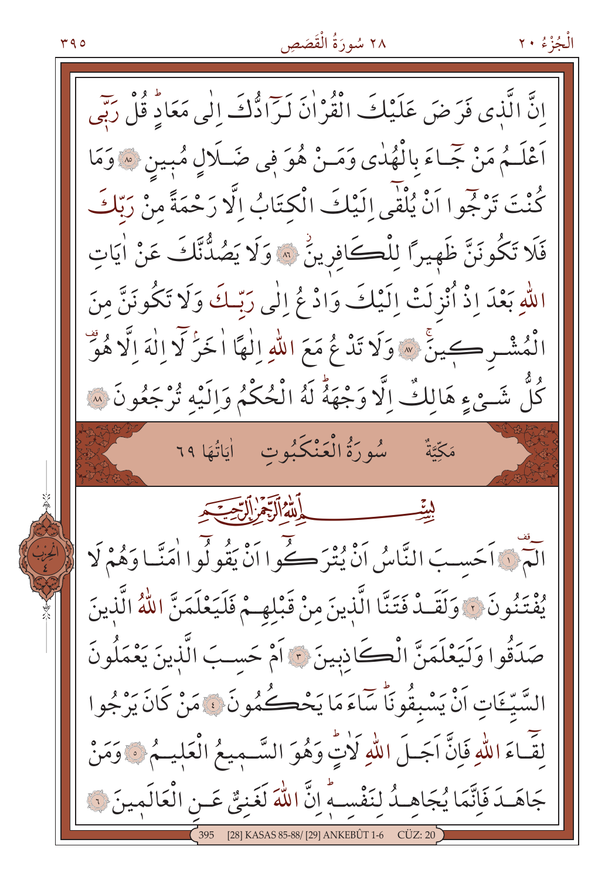اِنَّ الَّذٖى فَرَضَ عَلَيْكَ الْقُرْاٰنَ لَرَٓادُّكَ اِلٰى مَعَادٍؕ قُلْ رَبّٖٓى اَعْلَمُ مَنْ جَٓاءَ بِالْهُدٰى وَمَنْ هُوَ فٖى ضَلَالٍ مُبٖينٍ ﴿٨٥﴾ وَمَا كُنْتَ تَرْجُٓوا اَنْ يُلْقٰٓى اِلَيْكَ الْكِتَابُ اِلَّا رَحْمَةً مِنْ رَبِّكَ فَلَا تَكُونَنَّ ظَهٖيرًا لِلْكَافِرٖينَۘ ﴿٨٦﴾ وَلَا يَصُدُّنَّكَ عَنْ اٰيَاتِ اللّٰهِ بَعْدَ اِذْ اُنْزِلَتْ اِلَيْكَ وَادْعُ اِلٰى رَبِّكَ وَلَا تَكُونَنَّ مِنَ الْمُشْرِكٖينَۚ ﴿٨٧﴾ وَلَا تَدْعُ مَعَ اللّٰهِ اِلٰهًا اٰخَرَۢ لَٓا اِلٰهَ اِلَّا هُوَ۠ كُلُّ شَيْءٍ هَالِكٌ اِلَّا وَجْهَهُؕ لَهُ الْحُكْمُ وَاِلَيْهِ تُرْجَعُونَ ﴿٨٨﴾

## سُورَةُ الْعَنْكَبُوتِ — مَكِّيَّةٌ — اٰيَاتُهَا ٦٩

بِسْمِ اللّٰهِ الرَّحْمٰنِ الرَّحٖيمِ

الٓمٓ ﴿١﴾ اَحَسِبَ النَّاسُ اَنْ يُتْرَكُٓوا اَنْ يَقُولُٓوا اٰمَنَّا وَهُمْ لَا يُفْتَنُونَ ﴿٢﴾ وَلَقَدْ فَتَنَّا الَّذٖينَ مِنْ قَبْلِهِمْ فَلَيَعْلَمَنَّ اللّٰهُ الَّذٖينَ صَدَقُوا وَلَيَعْلَمَنَّ الْكَاذِبٖينَ ﴿٣﴾ اَمْ حَسِبَ الَّذٖينَ يَعْمَلُونَ السَّيِّـَٔاتِ اَنْ يَسْبِقُونَاؕ سَٓاءَ مَا يَحْكُمُونَ ﴿٤﴾ مَنْ كَانَ يَرْجُوا لِقَٓاءَ اللّٰهِ فَاِنَّ اَجَلَ اللّٰهِ لَاٰتٍؕ وَهُوَ السَّمٖيعُ الْعَلٖيمُ ﴿٥﴾ وَمَنْ جَاهَدَ فَاِنَّمَا يُجَاهِدُ لِنَفْسِهٖؕ اِنَّ اللّٰهَ لَغَنِيٌّ عَنِ الْعَالَمٖينَ ﴿٦﴾

[28] KASAS 85-88/ [29] ANKEBÛT 1-6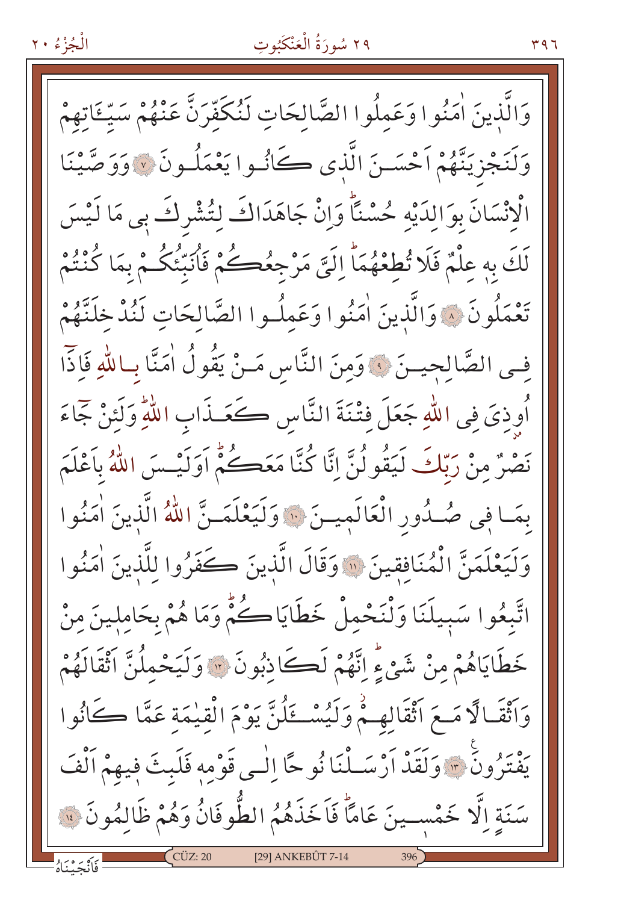وَالَّذِينَ اٰمَنُوا وَعَمِلُوا الصَّالِحَاتِ لَنُكَفِّرَنَّ عَنْهُمْ سَيِّـَٔاتِهِمْ وَلَنَجْزِيَنَّهُمْ اَحْسَنَ الَّذٖى كَانُوا يَعْمَلُونَ ﴿٧﴾ وَوَصَّيْنَا الْاِنْسَانَ بِوَالِدَيْهِ حُسْنًاۜ وَاِنْ جَاهَدَاكَ لِتُشْرِكَ بٖى مَا لَيْسَ لَكَ بِهٖ عِلْمٌ فَلَا تُطِعْهُمَاۜ اِلَيَّ مَرْجِعُكُمْ فَاُنَبِّئُكُمْ بِمَا كُنْتُمْ تَعْمَلُونَ ﴿٨﴾ وَالَّذِينَ اٰمَنُوا وَعَمِلُوا الصَّالِحَاتِ لَنُدْخِلَنَّهُمْ فِى الصَّالِحٖينَ ﴿٩﴾ وَمِنَ النَّاسِ مَنْ يَقُولُ اٰمَنَّا بِاللّٰهِ فَاِذَٓا اُوذِىَ فِى اللّٰهِ جَعَلَ فِتْنَةَ النَّاسِ كَعَذَابِ اللّٰهِۜ وَلَئِنْ جَٓاءَ نَصْرٌ مِنْ رَبِّكَ لَيَقُولُنَّ اِنَّا كُنَّا مَعَكُمْۜ اَوَلَيْسَ اللّٰهُ بِاَعْلَمَ بِمَا فٖى صُدُورِ الْعَالَمٖينَ ﴿١٠﴾ وَلَيَعْلَمَنَّ اللّٰهُ الَّذِينَ اٰمَنُوا وَلَيَعْلَمَنَّ الْمُنَافِقٖينَ ﴿١١﴾ وَقَالَ الَّذِينَ كَفَرُوا لِلَّذِينَ اٰمَنُوا اتَّبِعُوا سَبٖيلَنَا وَلْنَحْمِلْ خَطَايَاكُمْۜ وَمَا هُمْ بِحَامِلٖينَ مِنْ خَطَايَاهُمْ مِنْ شَىْءٍۜ اِنَّهُمْ لَكَاذِبُونَ ﴿١٢﴾ وَلَيَحْمِلُنَّ اَثْقَالَهُمْ وَاَثْقَالًا مَعَ اَثْقَالِهِمْ وَلَيُسْـَٔلُنَّ يَوْمَ الْقِيٰمَةِ عَمَّا كَانُوا يَفْتَرُونَ ﴿١٣﴾ وَلَقَدْ اَرْسَلْنَا نُوحًا اِلٰى قَوْمِهٖ فَلَبِثَ فٖيهِمْ اَلْفَ سَنَةٍ اِلَّا خَمْسٖينَ عَامًاۜ فَاَخَذَهُمُ الطُّوفَانُ وَهُمْ ظَالِمُونَ ﴿١٤﴾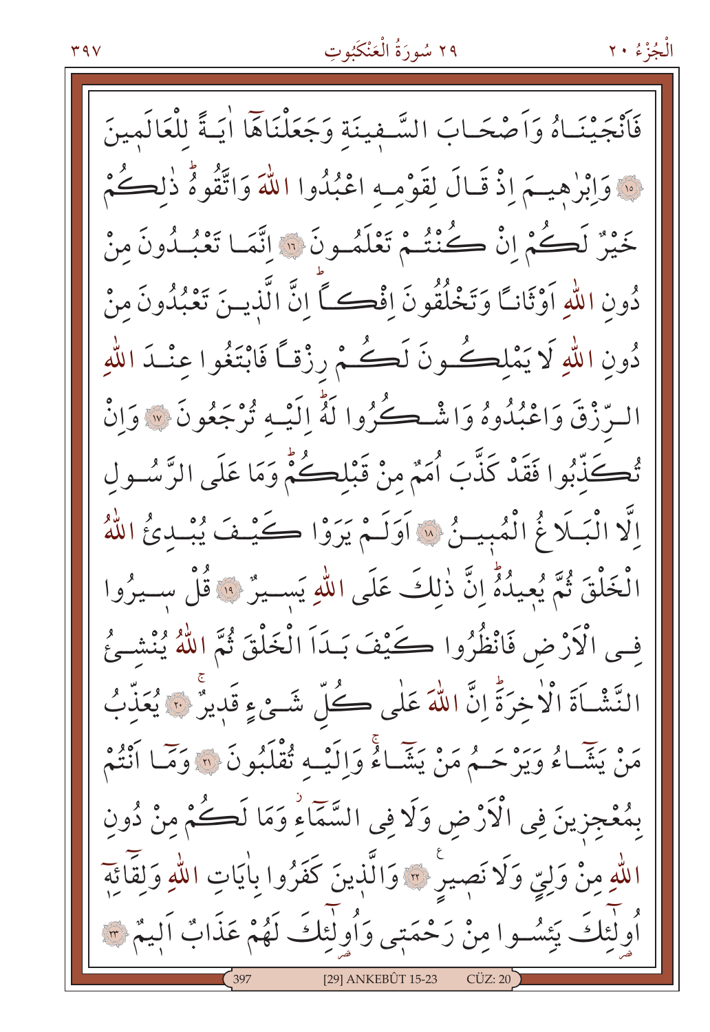فَاَنْجَيْنَاهُ وَاَصْحَابَ السَّفِينَةِ وَجَعَلْنَاهَٓا اٰيَةً لِلْعَالَمِينَ ﴿١٥﴾ وَاِبْرٰهِيمَ اِذْ قَالَ لِقَوْمِهِ اعْبُدُوا اللّٰهَ وَاتَّقُوهُ ذٰلِكُمْ خَيْرٌ لَكُمْ اِنْ كُنْتُمْ تَعْلَمُونَ ﴿١٦﴾ اِنَّمَا تَعْبُدُونَ مِنْ دُونِ اللّٰهِ اَوْثَانًا وَتَخْلُقُونَ اِفْكًا اِنَّ الَّذِينَ تَعْبُدُونَ مِنْ دُونِ اللّٰهِ لَا يَمْلِكُونَ لَكُمْ رِزْقًا فَابْتَغُوا عِنْدَ اللّٰهِ الرِّزْقَ وَاعْبُدُوهُ وَاشْكُرُوا لَهُ اِلَيْهِ تُرْجَعُونَ ﴿١٧﴾ وَاِنْ تُكَذِّبُوا فَقَدْ كَذَّبَ اُمَمٌ مِنْ قَبْلِكُمْ وَمَا عَلَى الرَّسُولِ اِلَّا الْبَلَاغُ الْمُبِينُ ﴿١٨﴾ اَوَلَمْ يَرَوْا كَيْفَ يُبْدِئُ اللّٰهُ الْخَلْقَ ثُمَّ يُعِيدُهُ اِنَّ ذٰلِكَ عَلَى اللّٰهِ يَسِيرٌ ﴿١٩﴾ قُلْ سِيرُوا فِى الْاَرْضِ فَانْظُرُوا كَيْفَ بَدَاَ الْخَلْقَ ثُمَّ اللّٰهُ يُنْشِئُ النَّشْاَةَ الْاٰخِرَةَ اِنَّ اللّٰهَ عَلٰى كُلِّ شَيْءٍ قَدِيرٌ ﴿٢٠﴾ يُعَذِّبُ مَنْ يَشَٓاءُ وَيَرْحَمُ مَنْ يَشَٓاءُ وَاِلَيْهِ تُقْلَبُونَ ﴿٢١﴾ وَمَٓا اَنْتُمْ بِمُعْجِزِينَ فِى الْاَرْضِ وَلَا فِى السَّمَٓاءِ وَمَا لَكُمْ مِنْ دُونِ اللّٰهِ مِنْ وَلِيٍّ وَلَا نَصِيرٍ ﴿٢٢﴾ وَالَّذِينَ كَفَرُوا بِاٰيَاتِ اللّٰهِ وَلِقَٓائِهٓ اُولٰٓئِكَ يَئِسُوا مِنْ رَحْمَتِى وَاُولٰٓئِكَ لَهُمْ عَذَابٌ اَلِيمٌ ﴿٢٣﴾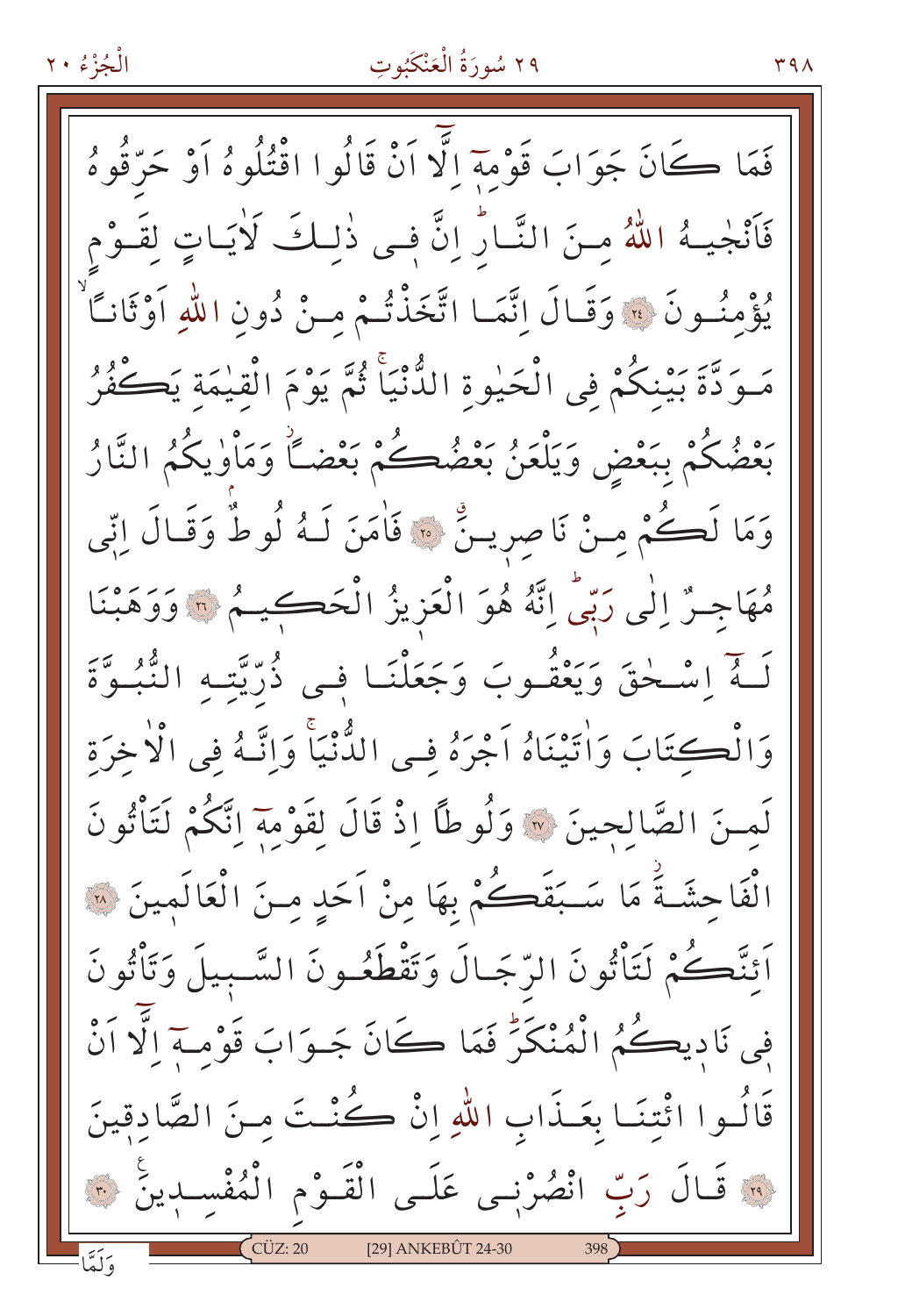فَمَا كَانَ جَوَابَ قَوْمِهٖٓ اِلَّٓا اَنْ قَالُوا اقْتُلُوهُ اَوْ حَرِّقُوهُ فَاَنْجٰيهُ اللّٰهُ مِنَ النَّارِۜ اِنَّ فٖى ذٰلِكَ لَاٰيَاتٍ لِقَوْمٍ يُؤْمِنُونَ ﴿٢٤﴾ وَقَالَ اِنَّمَا اتَّخَذْتُمْ مِنْ دُونِ اللّٰهِ اَوْثَانًاۙ مَوَدَّةَ بَيْنِكُمْ فِى الْحَيٰوةِ الدُّنْيَاۚ ثُمَّ يَوْمَ الْقِيٰمَةِ يَكْفُرُ بَعْضُكُمْ بِبَعْضٍ وَيَلْعَنُ بَعْضُكُمْ بَعْضًاۘ وَمَاْوٰيكُمُ النَّارُ وَمَا لَكُمْ مِنْ نَاصِرٖينَۗ ﴿٢٥﴾ فَاٰمَنَ لَهُ لُوطٌۢ وَقَالَ اِنّٖى مُهَاجِرٌ اِلٰى رَبّٖىۜ اِنَّهُ هُوَ الْعَزٖيزُ الْحَكٖيمُ ﴿٢٦﴾ وَوَهَبْنَا لَهُٓ اِسْحٰقَ وَيَعْقُوبَ وَجَعَلْنَا فٖى ذُرِّيَّتِهِ النُّبُوَّةَ وَالْكِتَابَ وَاٰتَيْنَاهُ اَجْرَهُ فِى الدُّنْيَاۚ وَاِنَّهُ فِى الْاٰخِرَةِ لَمِنَ الصَّالِحٖينَ ﴿٢٧﴾ وَلُوطًا اِذْ قَالَ لِقَوْمِهٖٓ اِنَّكُمْ لَتَاْتُونَ الْفَاحِشَةَۘ مَا سَبَقَكُمْ بِهَا مِنْ اَحَدٍ مِنَ الْعَالَمٖينَ ﴿٢٨﴾ اَئِنَّكُمْ لَتَاْتُونَ الرِّجَالَ وَتَقْطَعُونَ السَّبٖيلَ وَتَاْتُونَ فٖى نَادٖيكُمُ الْمُنْكَرَۜ فَمَا كَانَ جَوَابَ قَوْمِهٖٓ اِلَّٓا اَنْ قَالُوا ائْتِنَا بِعَذَابِ اللّٰهِ اِنْ كُنْتَ مِنَ الصَّادِقٖينَ ﴿٢٩﴾ قَالَ رَبِّ انْصُرْنٖى عَلَى الْقَوْمِ الْمُفْسِدٖينَ ﴿٣٠﴾

وَلَمَّا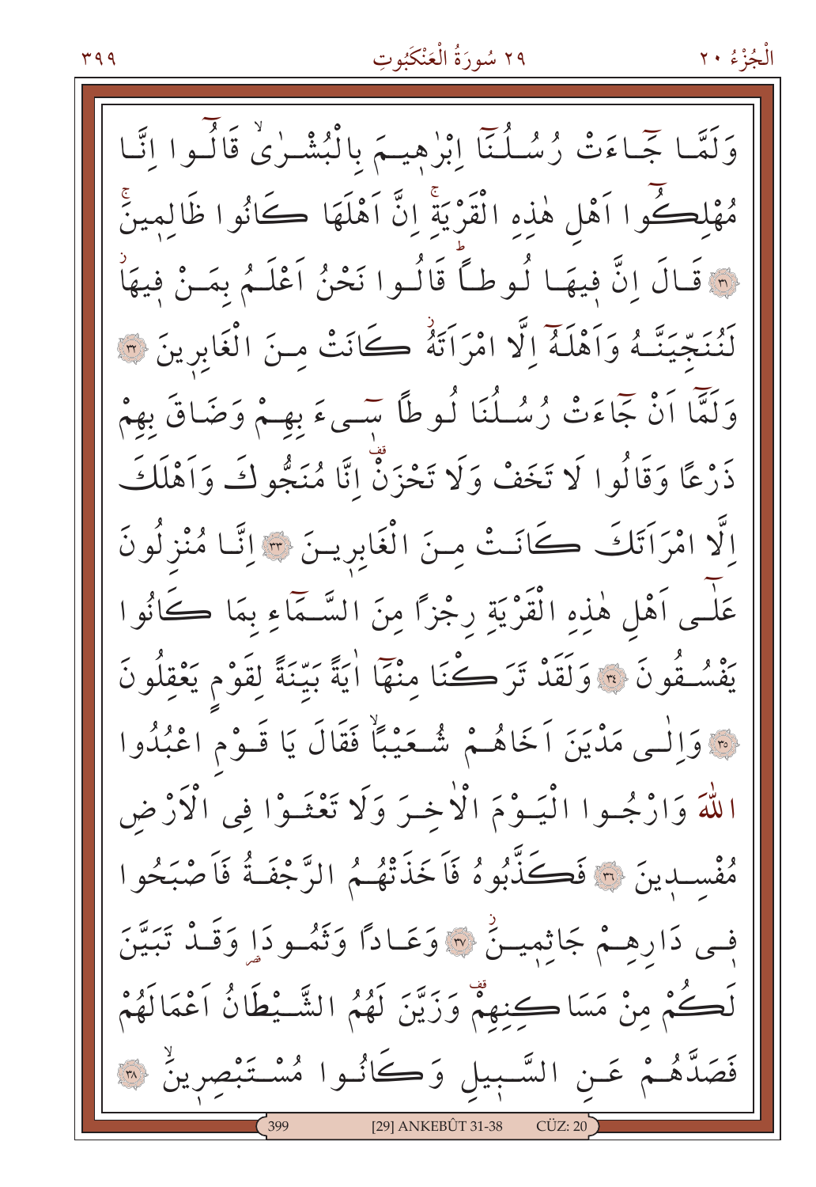وَلَمَّا جَٓاءَتْ رُسُلُنَٓا اِبْرٰهِيمَ بِالْبُشْرٰىۙ قَالُٓوا اِنَّا مُهْلِكُٓوا اَهْلِ هٰذِهِ الْقَرْيَةِۚ اِنَّ اَهْلَهَا كَانُوا ظَالِمِينَۚ ﴿٣١﴾ قَالَ اِنَّ فِيهَا لُوطاًۜ قَالُوا نَحْنُ اَعْلَمُ بِمَنْ فِيهَاۘ لَنُنَجِّيَنَّهُ وَاَهْلَهُٓ اِلَّا امْرَاَتَهُۘ كَانَتْ مِنَ الْغَابِرِينَ ﴿٣٢﴾ وَلَمَّٓا اَنْ جَٓاءَتْ رُسُلُنَا لُوطاً سٓيءَ بِهِمْ وَضَاقَ بِهِمْ ذَرْعًا وَقَالُوا لَا تَخَفْ وَلَا تَحْزَنْۛ اِنَّا مُنَجُّوكَ وَاَهْلَكَ اِلَّا امْرَاَتَكَ كَانَتْ مِنَ الْغَابِرِينَ ﴿٣٣﴾ اِنَّا مُنْزِلُونَ عَلٰٓى اَهْلِ هٰذِهِ الْقَرْيَةِ رِجْزاً مِنَ السَّمَٓاءِ بِمَا كَانُوا يَفْسُقُونَ ﴿٣٤﴾ وَلَقَدْ تَرَكْنَا مِنْهَٓا اٰيَةً بَيِّنَةً لِقَوْمٍ يَعْقِلُونَ ﴿٣٥﴾ وَاِلٰى مَدْيَنَ اَخَاهُمْ شُعَيْباًۙ فَقَالَ يَا قَوْمِ اعْبُدُوا اللّٰهَ وَارْجُوا الْيَوْمَ الْاٰخِرَ وَلَا تَعْثَوْا فِى الْاَرْضِ مُفْسِدِينَ ﴿٣٦﴾ فَكَذَّبُوهُ فَاَخَذَتْهُمُ الرَّجْفَةُ فَاَصْبَحُوا فِى دَارِهِمْ جَاثِمِينَۘ ﴿٣٧﴾ وَعَاداً وَثَمُودَاۨ وَقَدْ تَبَيَّنَ لَكُمْ مِنْ مَسَاكِنِهِمْۛ وَزَيَّنَ لَهُمُ الشَّيْطَانُ اَعْمَالَهُمْ فَصَدَّهُمْ عَنِ السَّبِيلِ وَكَانُوا مُسْتَبْصِرِينَۙ ﴿٣٨﴾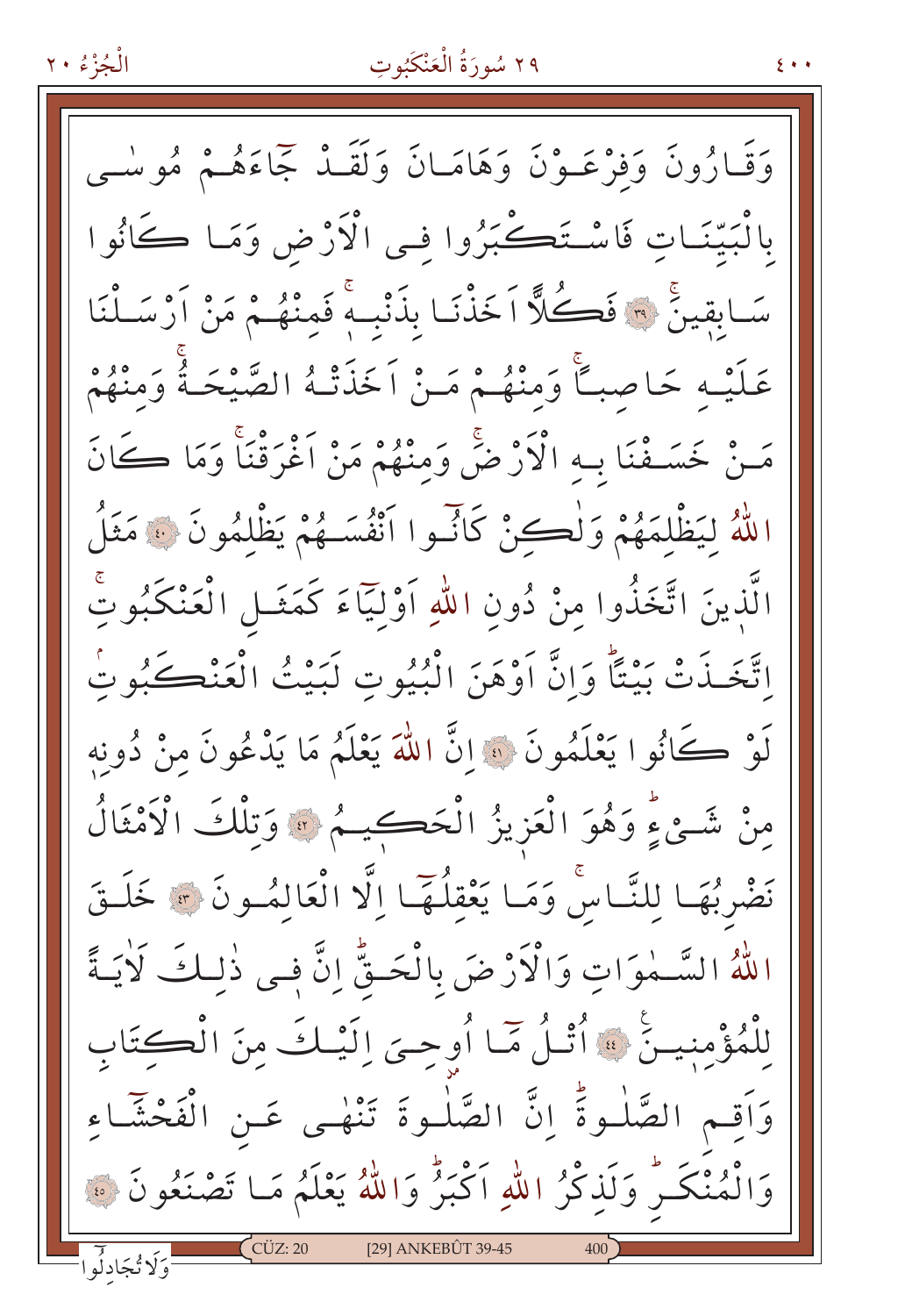وَقَارُونَ وَفِرْعَوْنَ وَهَامَانَ وَلَقَدْ جَٓاءَهُمْ مُوسٰى بِالْبَيِّنَاتِ فَاسْتَكْبَرُوا فِى الْاَرْضِ وَمَا كَانُوا سَابِقِينَۚ ﴿٣٩﴾ فَكُلًّا اَخَذْنَا بِذَنْبِهٖۚ فَمِنْهُمْ مَنْ اَرْسَلْنَا عَلَيْهِ حَاصِبًاۚ وَمِنْهُمْ مَنْ اَخَذَتْهُ الصَّيْحَةُۚ وَمِنْهُمْ مَنْ خَسَفْنَا بِهِ الْاَرْضَۚ وَمِنْهُمْ مَنْ اَغْرَقْنَاۚ وَمَا كَانَ اللّٰهُ لِيَظْلِمَهُمْ وَلٰكِنْ كَانُٓوا اَنْفُسَهُمْ يَظْلِمُونَ ﴿٤٠﴾ مَثَلُ الَّذِينَ اتَّخَذُوا مِنْ دُونِ اللّٰهِ اَوْلِيَٓاءَ كَمَثَلِ الْعَنْكَبُوتِۚ اِتَّخَذَتْ بَيْتًاۜ وَاِنَّ اَوْهَنَ الْبُيُوتِ لَبَيْتُ الْعَنْكَبُوتِۢ لَوْ كَانُوا يَعْلَمُونَ ﴿٤١﴾ اِنَّ اللّٰهَ يَعْلَمُ مَا يَدْعُونَ مِنْ دُونِهٖ مِنْ شَيْءٍۜ وَهُوَ الْعَزِيزُ الْحَكِيمُ ﴿٤٢﴾ وَتِلْكَ الْاَمْثَالُ نَضْرِبُهَا لِلنَّاسِۚ وَمَا يَعْقِلُهَٓا اِلَّا الْعَالِمُونَ ﴿٤٣﴾ خَلَقَ اللّٰهُ السَّمٰوَاتِ وَالْاَرْضَ بِالْحَقِّۜ اِنَّ فِى ذٰلِكَ لَاٰيَةً لِلْمُؤْمِنِينَ ﴿٤٤﴾ اُتْلُ مَٓا اُوحِيَ اِلَيْكَ مِنَ الْكِتَابِ وَاَقِمِ الصَّلٰوةَۜ اِنَّ الصَّلٰوةَ تَنْهٰى عَنِ الْفَحْشَٓاءِ وَالْمُنْكَرِۜ وَلَذِكْرُ اللّٰهِ اَكْبَرُۜ وَاللّٰهُ يَعْلَمُ مَا تَصْنَعُونَ ﴿٤٥﴾

وَلَا تُجَادِلُٓوا